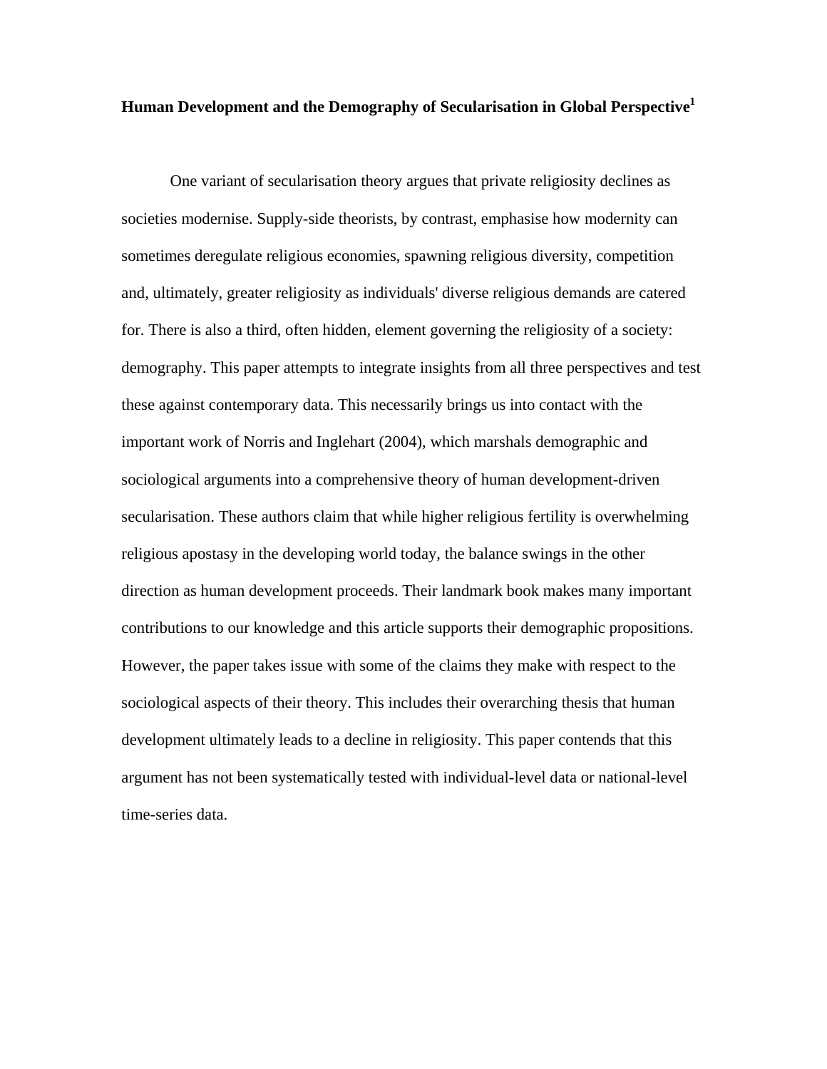# Human Development and the Demography of Secularisation in Global Perspective[1]

One variant of secularisation theory argues that private religiosity declines as societies modernise. Supply-side theorists, by contrast, emphasise how modernity can sometimes deregulate religious economies, spawning religious diversity, competition and, ultimately, greater religiosity as individuals' diverse religious demands are catered for. There is also a third, often hidden, element governing the religiosity of a society: demography. This paper attempts to integrate insights from all three perspectives and test these against contemporary data. This necessarily brings us into contact with the important work of Norris and Inglehart (2004), which marshals demographic and sociological arguments into a comprehensive theory of human development-driven secularisation. These authors claim that while higher religious fertility is overwhelming religious apostasy in the developing world today, the balance swings in the other direction as human development proceeds. Their landmark book makes many important contributions to our knowledge and this article supports their demographic propositions. However, the paper takes issue with some of the claims they make with respect to the sociological aspects of their theory. This includes their overarching thesis that human development ultimately leads to a decline in religiosity. This paper contends that this argument has not been systematically tested with individual-level data or national-level time-series data.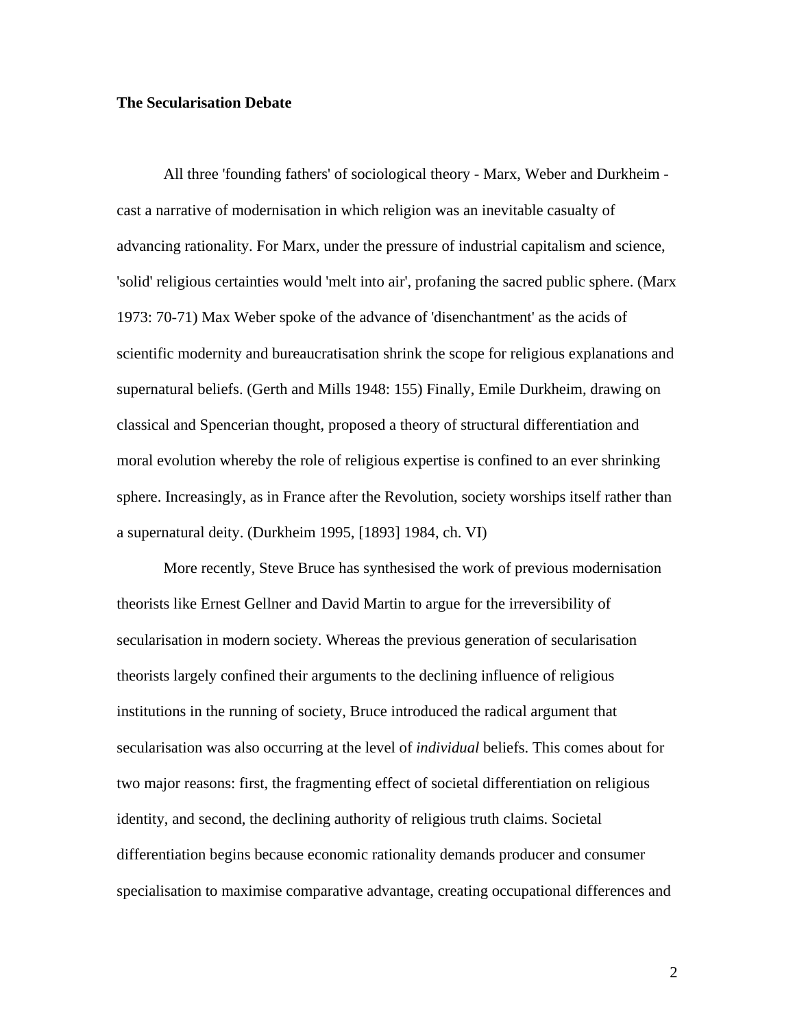**The Secularisation Debate**

All three 'founding fathers' of sociological theory - Marx, Weber and Durkheim - cast a narrative of modernisation in which religion was an inevitable casualty of advancing rationality. For Marx, under the pressure of industrial capitalism and science, 'solid' religious certainties would 'melt into air', profaning the sacred public sphere. (Marx 1973: 70-71) Max Weber spoke of the advance of 'disenchantment' as the acids of scientific modernity and bureaucratisation shrink the scope for religious explanations and supernatural beliefs. (Gerth and Mills 1948: 155) Finally, Emile Durkheim, drawing on classical and Spencerian thought, proposed a theory of structural differentiation and moral evolution whereby the role of religious expertise is confined to an ever shrinking sphere. Increasingly, as in France after the Revolution, society worships itself rather than a supernatural deity. (Durkheim 1995, [1893] 1984, ch. VI)

More recently, Steve Bruce has synthesised the work of previous modernisation theorists like Ernest Gellner and David Martin to argue for the irreversibility of secularisation in modern society. Whereas the previous generation of secularisation theorists largely confined their arguments to the declining influence of religious institutions in the running of society, Bruce introduced the radical argument that secularisation was also occurring at the level of *individual* beliefs. This comes about for two major reasons: first, the fragmenting effect of societal differentiation on religious identity, and second, the declining authority of religious truth claims. Societal differentiation begins because economic rationality demands producer and consumer specialisation to maximise comparative advantage, creating occupational differences and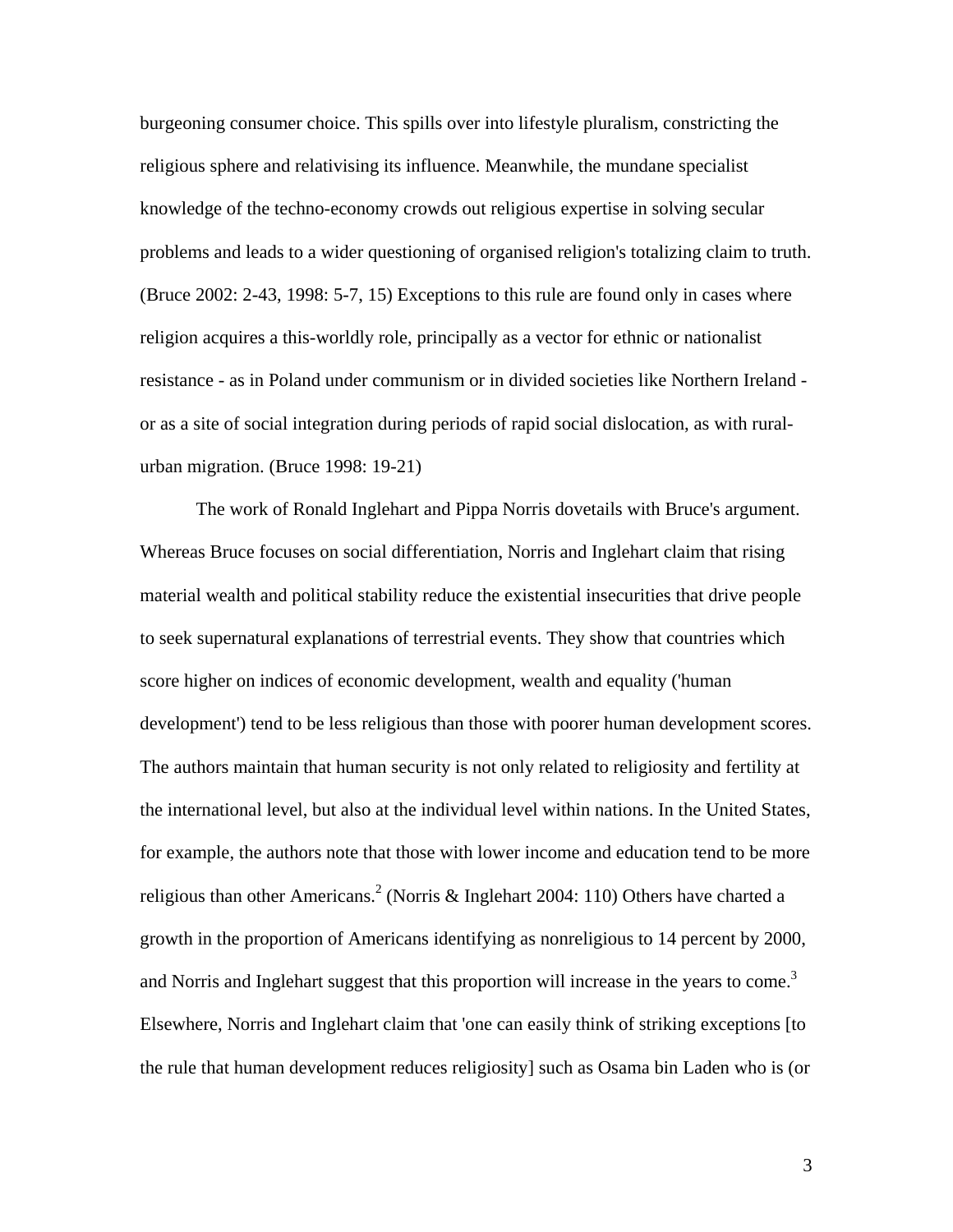burgeoning consumer choice. This spills over into lifestyle pluralism, constricting the religious sphere and relativising its influence. Meanwhile, the mundane specialist knowledge of the techno-economy crowds out religious expertise in solving secular problems and leads to a wider questioning of organised religion's totalizing claim to truth. (Bruce 2002: 2-43, 1998: 5-7, 15) Exceptions to this rule are found only in cases where religion acquires a this-worldly role, principally as a vector for ethnic or nationalist resistance - as in Poland under communism or in divided societies like Northern Ireland - or as a site of social integration during periods of rapid social dislocation, as with rural-urban migration. (Bruce 1998: 19-21)

The work of Ronald Inglehart and Pippa Norris dovetails with Bruce's argument. Whereas Bruce focuses on social differentiation, Norris and Inglehart claim that rising material wealth and political stability reduce the existential insecurities that drive people to seek supernatural explanations of terrestrial events. They show that countries which score higher on indices of economic development, wealth and equality ('human development') tend to be less religious than those with poorer human development scores. The authors maintain that human security is not only related to religiosity and fertility at the international level, but also at the individual level within nations. In the United States, for example, the authors note that those with lower income and education tend to be more religious than other Americans.[2] (Norris & Inglehart 2004: 110) Others have charted a growth in the proportion of Americans identifying as nonreligious to 14 percent by 2000, and Norris and Inglehart suggest that this proportion will increase in the years to come.[3] Elsewhere, Norris and Inglehart claim that 'one can easily think of striking exceptions [to the rule that human development reduces religiosity] such as Osama bin Laden who is (or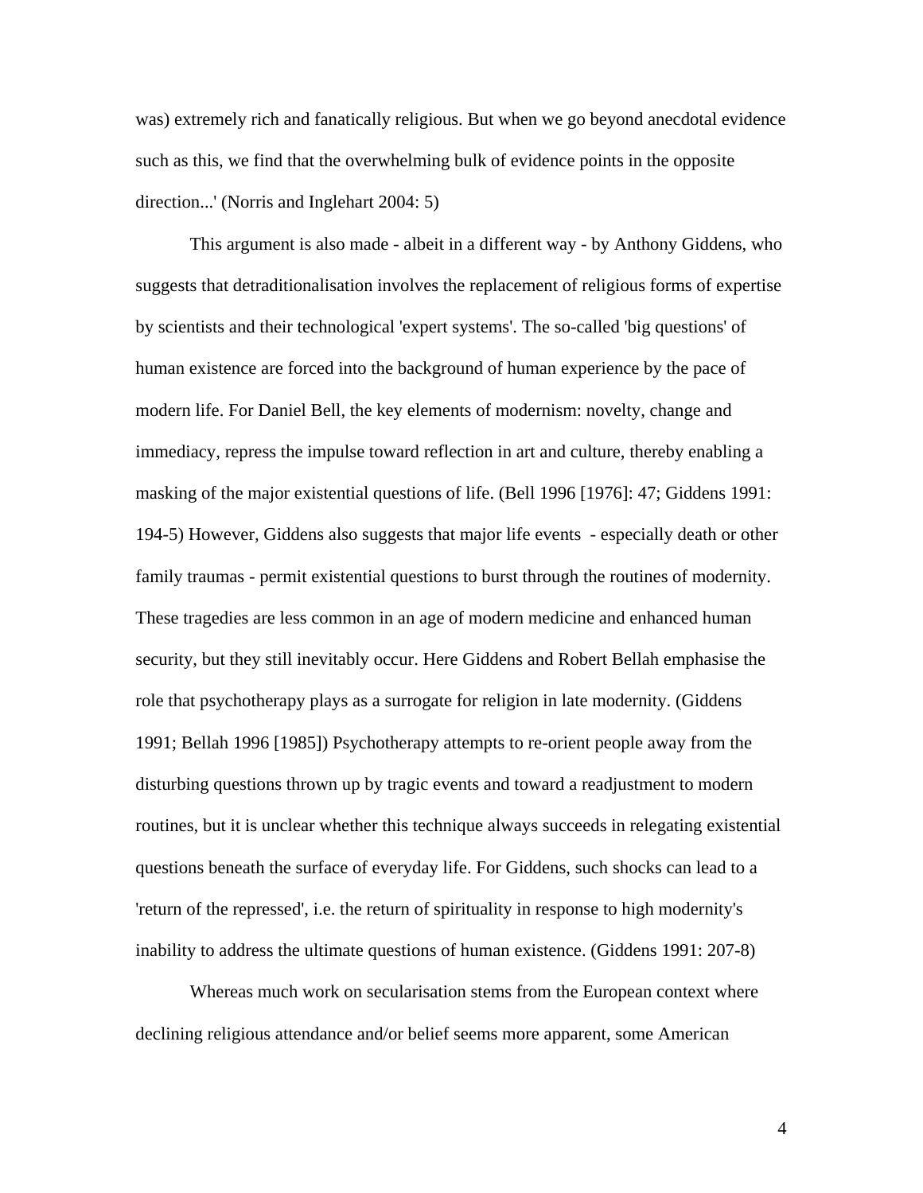was) extremely rich and fanatically religious. But when we go beyond anecdotal evidence such as this, we find that the overwhelming bulk of evidence points in the opposite direction...' (Norris and Inglehart 2004: 5)

This argument is also made - albeit in a different way - by Anthony Giddens, who suggests that detraditionalisation involves the replacement of religious forms of expertise by scientists and their technological 'expert systems'. The so-called 'big questions' of human existence are forced into the background of human experience by the pace of modern life. For Daniel Bell, the key elements of modernism: novelty, change and immediacy, repress the impulse toward reflection in art and culture, thereby enabling a masking of the major existential questions of life. (Bell 1996 [1976]: 47; Giddens 1991: 194-5) However, Giddens also suggests that major life events - especially death or other family traumas - permit existential questions to burst through the routines of modernity. These tragedies are less common in an age of modern medicine and enhanced human security, but they still inevitably occur. Here Giddens and Robert Bellah emphasise the role that psychotherapy plays as a surrogate for religion in late modernity. (Giddens 1991; Bellah 1996 [1985]) Psychotherapy attempts to re-orient people away from the disturbing questions thrown up by tragic events and toward a readjustment to modern routines, but it is unclear whether this technique always succeeds in relegating existential questions beneath the surface of everyday life. For Giddens, such shocks can lead to a 'return of the repressed', i.e. the return of spirituality in response to high modernity's inability to address the ultimate questions of human existence. (Giddens 1991: 207-8)

Whereas much work on secularisation stems from the European context where declining religious attendance and/or belief seems more apparent, some American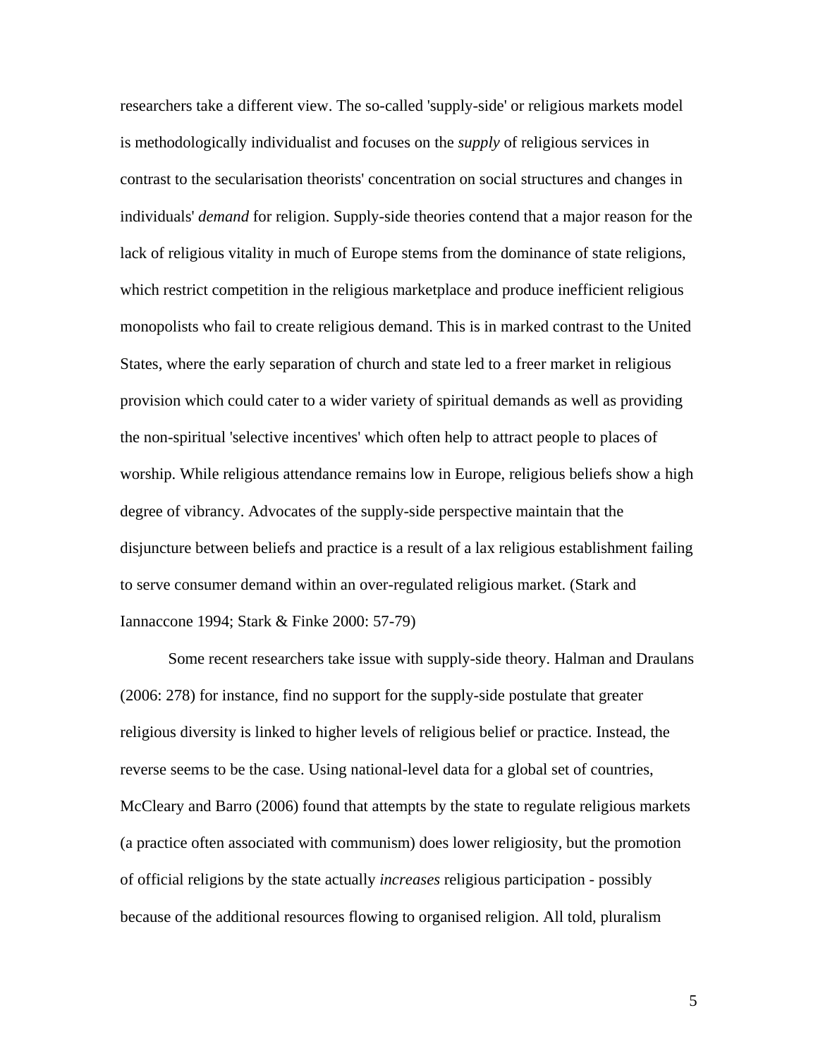researchers take a different view. The so-called 'supply-side' or religious markets model is methodologically individualist and focuses on the *supply* of religious services in contrast to the secularisation theorists' concentration on social structures and changes in individuals' *demand* for religion. Supply-side theories contend that a major reason for the lack of religious vitality in much of Europe stems from the dominance of state religions, which restrict competition in the religious marketplace and produce inefficient religious monopolists who fail to create religious demand. This is in marked contrast to the United States, where the early separation of church and state led to a freer market in religious provision which could cater to a wider variety of spiritual demands as well as providing the non-spiritual 'selective incentives' which often help to attract people to places of worship. While religious attendance remains low in Europe, religious beliefs show a high degree of vibrancy. Advocates of the supply-side perspective maintain that the disjuncture between beliefs and practice is a result of a lax religious establishment failing to serve consumer demand within an over-regulated religious market. (Stark and Iannaccone 1994; Stark & Finke 2000: 57-79)

Some recent researchers take issue with supply-side theory. Halman and Draulans (2006: 278) for instance, find no support for the supply-side postulate that greater religious diversity is linked to higher levels of religious belief or practice. Instead, the reverse seems to be the case. Using national-level data for a global set of countries, McCleary and Barro (2006) found that attempts by the state to regulate religious markets (a practice often associated with communism) does lower religiosity, but the promotion of official religions by the state actually *increases* religious participation - possibly because of the additional resources flowing to organised religion. All told, pluralism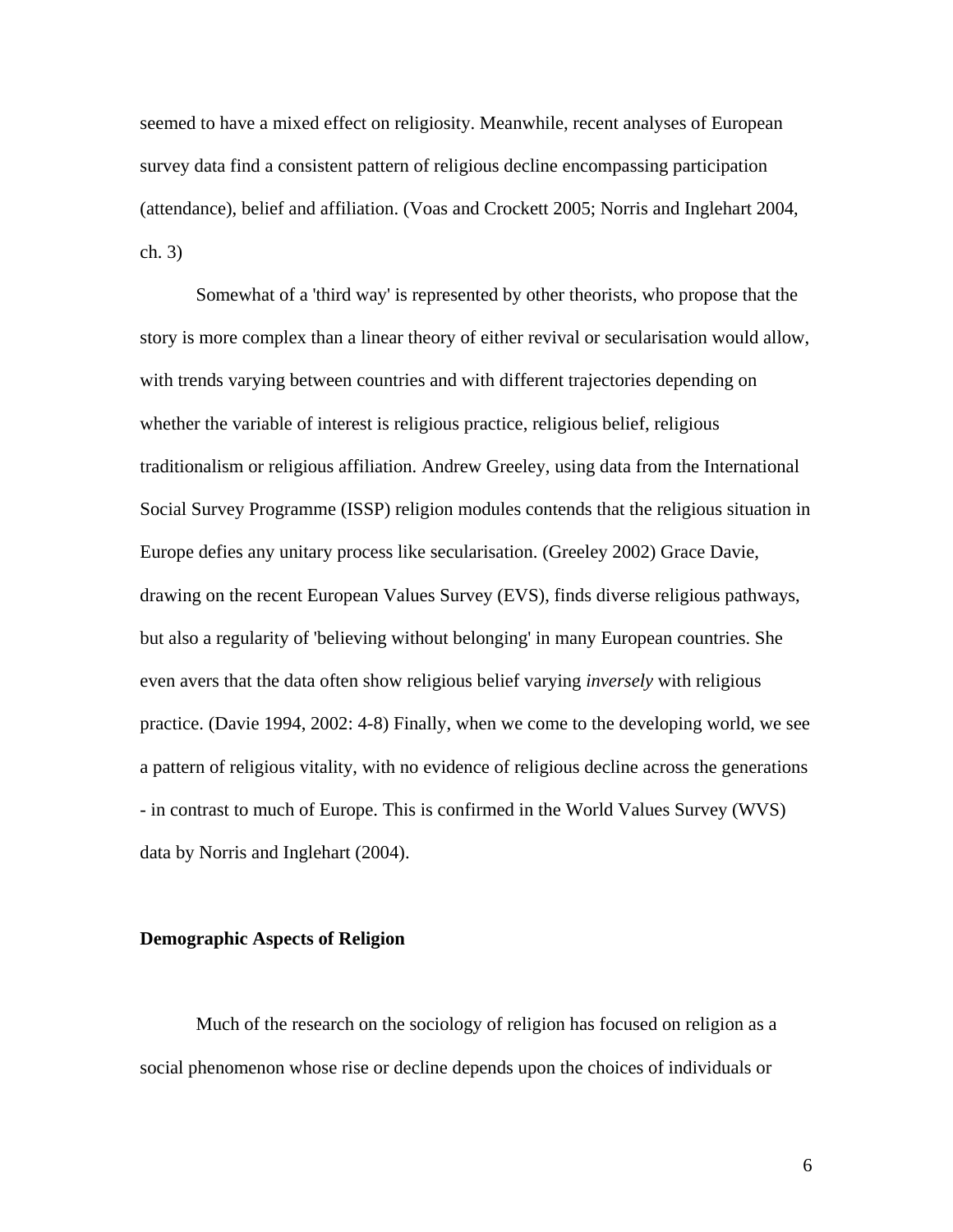seemed to have a mixed effect on religiosity. Meanwhile, recent analyses of European survey data find a consistent pattern of religious decline encompassing participation (attendance), belief and affiliation. (Voas and Crockett 2005; Norris and Inglehart 2004, ch. 3)

Somewhat of a 'third way' is represented by other theorists, who propose that the story is more complex than a linear theory of either revival or secularisation would allow, with trends varying between countries and with different trajectories depending on whether the variable of interest is religious practice, religious belief, religious traditionalism or religious affiliation. Andrew Greeley, using data from the International Social Survey Programme (ISSP) religion modules contends that the religious situation in Europe defies any unitary process like secularisation. (Greeley 2002) Grace Davie, drawing on the recent European Values Survey (EVS), finds diverse religious pathways, but also a regularity of 'believing without belonging' in many European countries. She even avers that the data often show religious belief varying *inversely* with religious practice. (Davie 1994, 2002: 4-8) Finally, when we come to the developing world, we see a pattern of religious vitality, with no evidence of religious decline across the generations - in contrast to much of Europe. This is confirmed in the World Values Survey (WVS) data by Norris and Inglehart (2004).

## Demographic Aspects of Religion

Much of the research on the sociology of religion has focused on religion as a social phenomenon whose rise or decline depends upon the choices of individuals or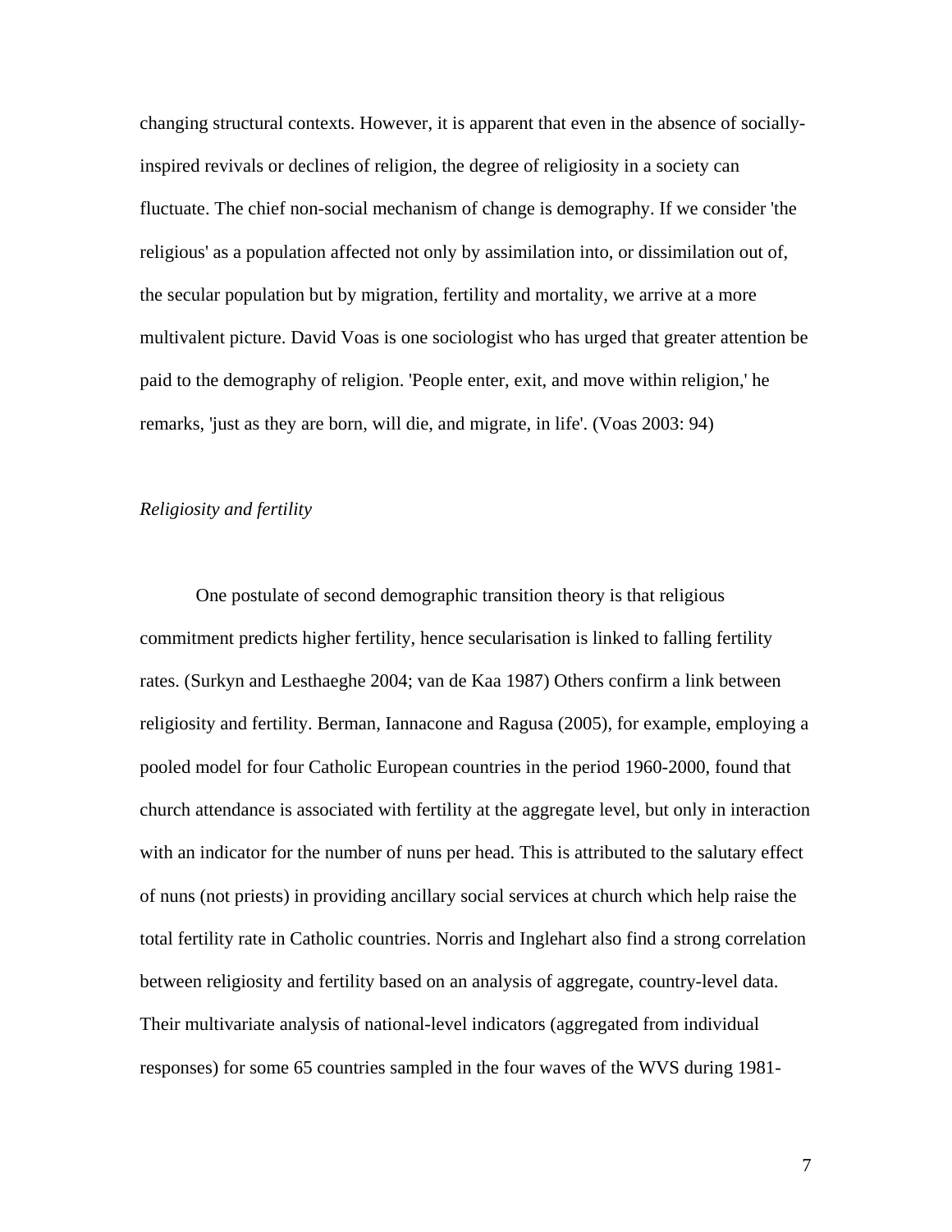changing structural contexts. However, it is apparent that even in the absence of socially-inspired revivals or declines of religion, the degree of religiosity in a society can fluctuate. The chief non-social mechanism of change is demography. If we consider 'the religious' as a population affected not only by assimilation into, or dissimilation out of, the secular population but by migration, fertility and mortality, we arrive at a more multivalent picture. David Voas is one sociologist who has urged that greater attention be paid to the demography of religion. 'People enter, exit, and move within religion,' he remarks, 'just as they are born, will die, and migrate, in life'. (Voas 2003: 94)

*Religiosity and fertility*

One postulate of second demographic transition theory is that religious commitment predicts higher fertility, hence secularisation is linked to falling fertility rates. (Surkyn and Lesthaeghe 2004; van de Kaa 1987) Others confirm a link between religiosity and fertility. Berman, Iannacone and Ragusa (2005), for example, employing a pooled model for four Catholic European countries in the period 1960-2000, found that church attendance is associated with fertility at the aggregate level, but only in interaction with an indicator for the number of nuns per head. This is attributed to the salutary effect of nuns (not priests) in providing ancillary social services at church which help raise the total fertility rate in Catholic countries. Norris and Inglehart also find a strong correlation between religiosity and fertility based on an analysis of aggregate, country-level data. Their multivariate analysis of national-level indicators (aggregated from individual responses) for some 65 countries sampled in the four waves of the WVS during 1981-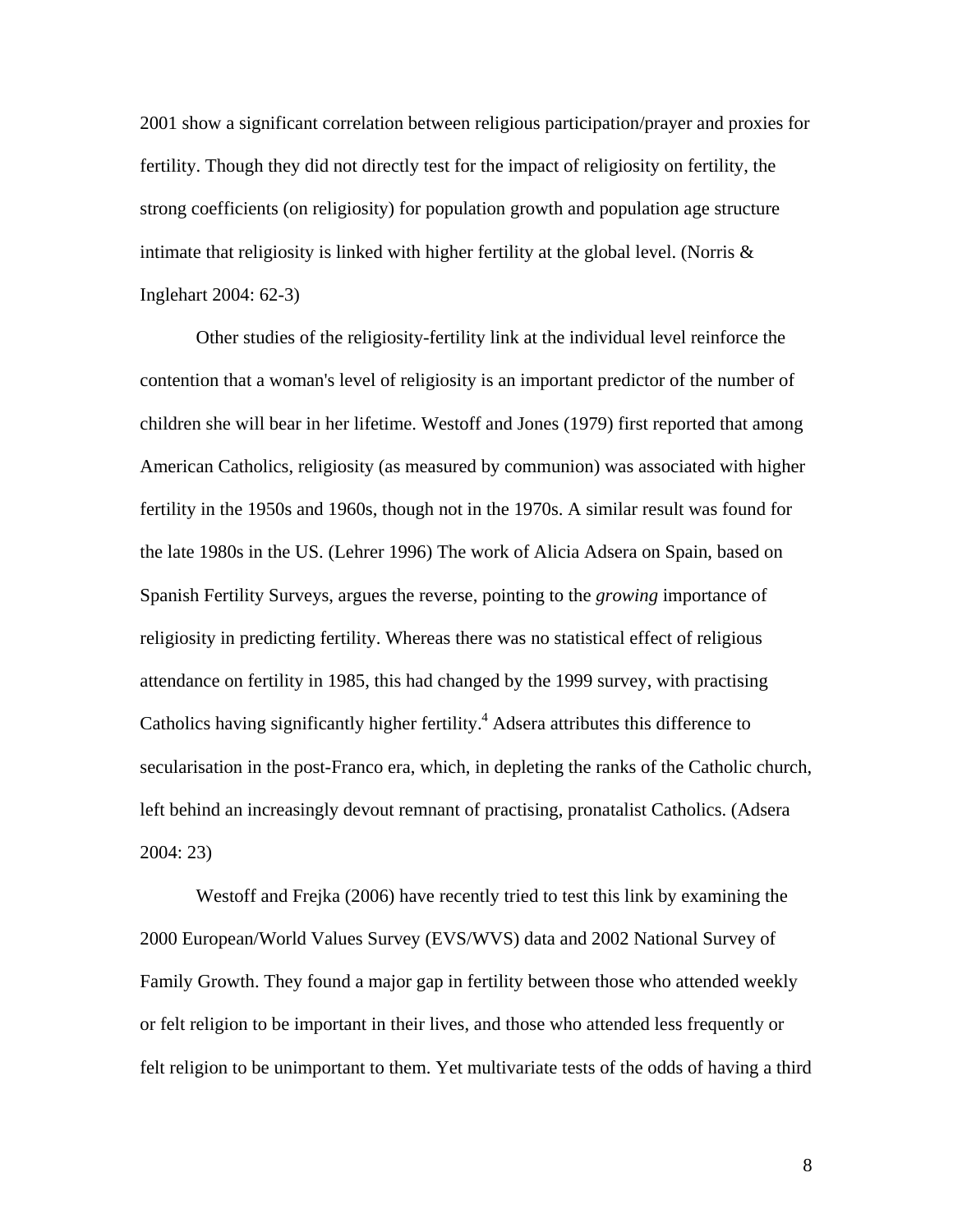2001 show a significant correlation between religious participation/prayer and proxies for fertility. Though they did not directly test for the impact of religiosity on fertility, the strong coefficients (on religiosity) for population growth and population age structure intimate that religiosity is linked with higher fertility at the global level. (Norris & Inglehart 2004: 62-3)

Other studies of the religiosity-fertility link at the individual level reinforce the contention that a woman's level of religiosity is an important predictor of the number of children she will bear in her lifetime. Westoff and Jones (1979) first reported that among American Catholics, religiosity (as measured by communion) was associated with higher fertility in the 1950s and 1960s, though not in the 1970s. A similar result was found for the late 1980s in the US. (Lehrer 1996) The work of Alicia Adsera on Spain, based on Spanish Fertility Surveys, argues the reverse, pointing to the *growing* importance of religiosity in predicting fertility. Whereas there was no statistical effect of religious attendance on fertility in 1985, this had changed by the 1999 survey, with practising Catholics having significantly higher fertility.[4] Adsera attributes this difference to secularisation in the post-Franco era, which, in depleting the ranks of the Catholic church, left behind an increasingly devout remnant of practising, pronatalist Catholics. (Adsera 2004: 23)

Westoff and Frejka (2006) have recently tried to test this link by examining the 2000 European/World Values Survey (EVS/WVS) data and 2002 National Survey of Family Growth. They found a major gap in fertility between those who attended weekly or felt religion to be important in their lives, and those who attended less frequently or felt religion to be unimportant to them. Yet multivariate tests of the odds of having a third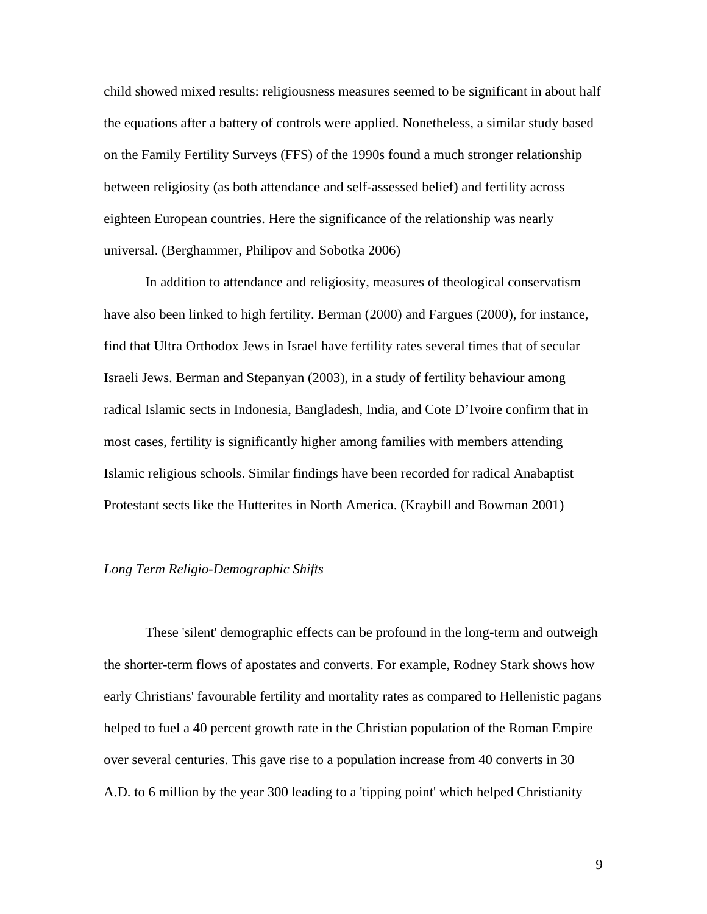child showed mixed results: religiousness measures seemed to be significant in about half the equations after a battery of controls were applied. Nonetheless, a similar study based on the Family Fertility Surveys (FFS) of the 1990s found a much stronger relationship between religiosity (as both attendance and self-assessed belief) and fertility across eighteen European countries. Here the significance of the relationship was nearly universal. (Berghammer, Philipov and Sobotka 2006)

In addition to attendance and religiosity, measures of theological conservatism have also been linked to high fertility. Berman (2000) and Fargues (2000), for instance, find that Ultra Orthodox Jews in Israel have fertility rates several times that of secular Israeli Jews. Berman and Stepanyan (2003), in a study of fertility behaviour among radical Islamic sects in Indonesia, Bangladesh, India, and Cote D'Ivoire confirm that in most cases, fertility is significantly higher among families with members attending Islamic religious schools. Similar findings have been recorded for radical Anabaptist Protestant sects like the Hutterites in North America. (Kraybill and Bowman 2001)

*Long Term Religio-Demographic Shifts*

These 'silent' demographic effects can be profound in the long-term and outweigh the shorter-term flows of apostates and converts. For example, Rodney Stark shows how early Christians' favourable fertility and mortality rates as compared to Hellenistic pagans helped to fuel a 40 percent growth rate in the Christian population of the Roman Empire over several centuries. This gave rise to a population increase from 40 converts in 30 A.D. to 6 million by the year 300 leading to a 'tipping point' which helped Christianity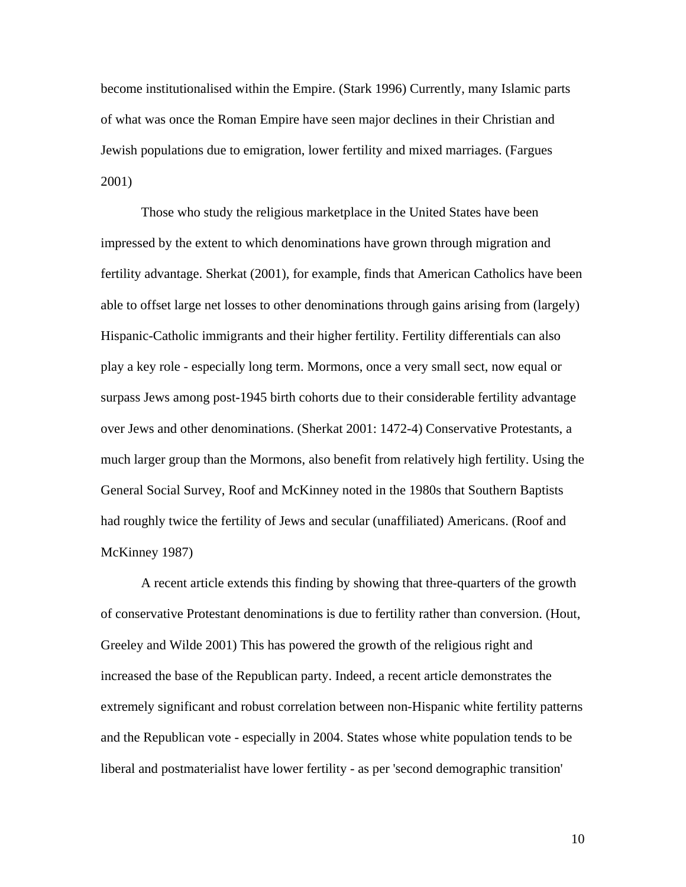become institutionalised within the Empire. (Stark 1996) Currently, many Islamic parts of what was once the Roman Empire have seen major declines in their Christian and Jewish populations due to emigration, lower fertility and mixed marriages. (Fargues 2001)

Those who study the religious marketplace in the United States have been impressed by the extent to which denominations have grown through migration and fertility advantage. Sherkat (2001), for example, finds that American Catholics have been able to offset large net losses to other denominations through gains arising from (largely) Hispanic-Catholic immigrants and their higher fertility. Fertility differentials can also play a key role - especially long term. Mormons, once a very small sect, now equal or surpass Jews among post-1945 birth cohorts due to their considerable fertility advantage over Jews and other denominations. (Sherkat 2001: 1472-4) Conservative Protestants, a much larger group than the Mormons, also benefit from relatively high fertility. Using the General Social Survey, Roof and McKinney noted in the 1980s that Southern Baptists had roughly twice the fertility of Jews and secular (unaffiliated) Americans. (Roof and McKinney 1987)

A recent article extends this finding by showing that three-quarters of the growth of conservative Protestant denominations is due to fertility rather than conversion. (Hout, Greeley and Wilde 2001) This has powered the growth of the religious right and increased the base of the Republican party. Indeed, a recent article demonstrates the extremely significant and robust correlation between non-Hispanic white fertility patterns and the Republican vote - especially in 2004. States whose white population tends to be liberal and postmaterialist have lower fertility - as per 'second demographic transition'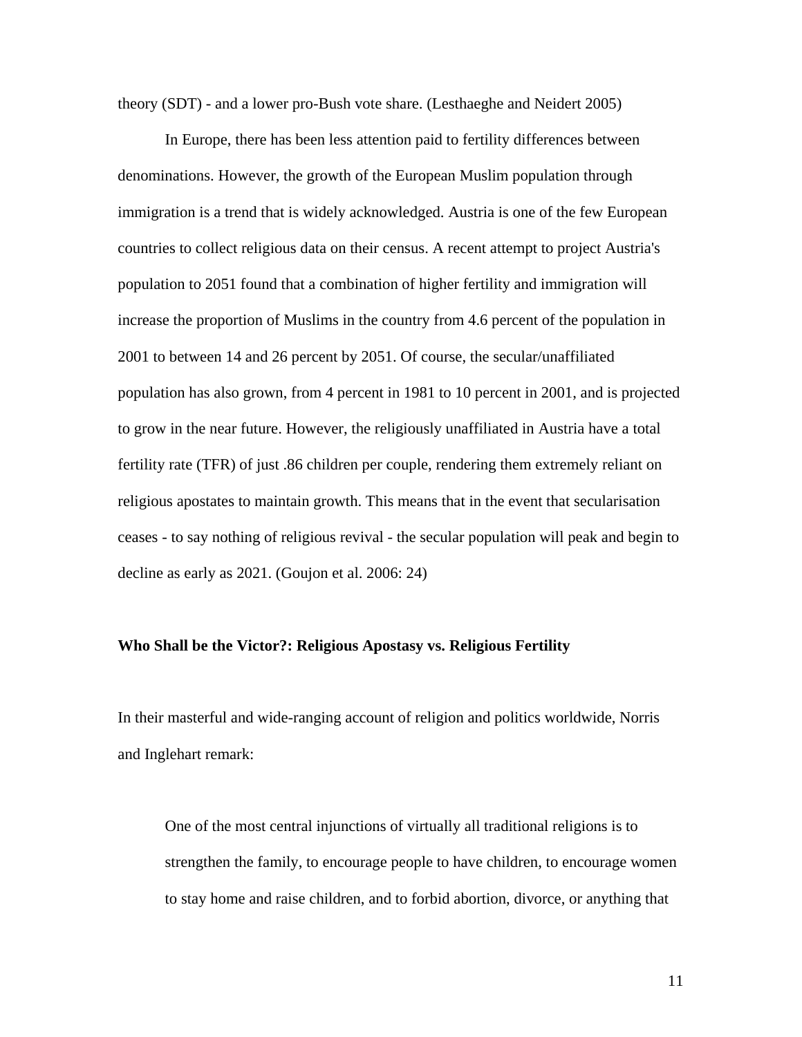theory (SDT) - and a lower pro-Bush vote share. (Lesthaeghe and Neidert 2005)

In Europe, there has been less attention paid to fertility differences between denominations. However, the growth of the European Muslim population through immigration is a trend that is widely acknowledged. Austria is one of the few European countries to collect religious data on their census. A recent attempt to project Austria's population to 2051 found that a combination of higher fertility and immigration will increase the proportion of Muslims in the country from 4.6 percent of the population in 2001 to between 14 and 26 percent by 2051. Of course, the secular/unaffiliated population has also grown, from 4 percent in 1981 to 10 percent in 2001, and is projected to grow in the near future. However, the religiously unaffiliated in Austria have a total fertility rate (TFR) of just .86 children per couple, rendering them extremely reliant on religious apostates to maintain growth. This means that in the event that secularisation ceases - to say nothing of religious revival - the secular population will peak and begin to decline as early as 2021. (Goujon et al. 2006: 24)

**Who Shall be the Victor?: Religious Apostasy vs. Religious Fertility**

In their masterful and wide-ranging account of religion and politics worldwide, Norris and Inglehart remark:

> One of the most central injunctions of virtually all traditional religions is to strengthen the family, to encourage people to have children, to encourage women to stay home and raise children, and to forbid abortion, divorce, or anything that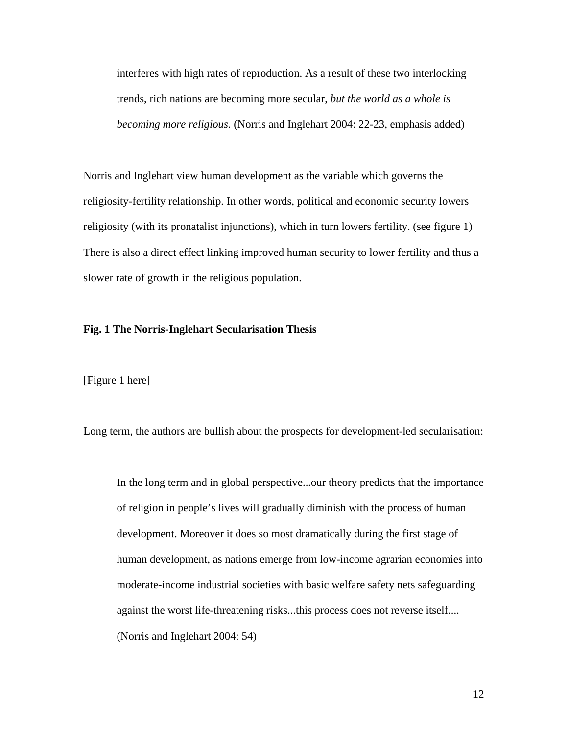> interferes with high rates of reproduction. As a result of these two interlocking trends, rich nations are becoming more secular, *but the world as a whole is becoming more religious*. (Norris and Inglehart 2004: 22-23, emphasis added)

Norris and Inglehart view human development as the variable which governs the religiosity-fertility relationship. In other words, political and economic security lowers religiosity (with its pronatalist injunctions), which in turn lowers fertility. (see figure 1) There is also a direct effect linking improved human security to lower fertility and thus a slower rate of growth in the religious population.

**Fig. 1 The Norris-Inglehart Secularisation Thesis**

[Figure 1 here]

Long term, the authors are bullish about the prospects for development-led secularisation:

> In the long term and in global perspective...our theory predicts that the importance of religion in people's lives will gradually diminish with the process of human development. Moreover it does so most dramatically during the first stage of human development, as nations emerge from low-income agrarian economies into moderate-income industrial societies with basic welfare safety nets safeguarding against the worst life-threatening risks...this process does not reverse itself.... (Norris and Inglehart 2004: 54)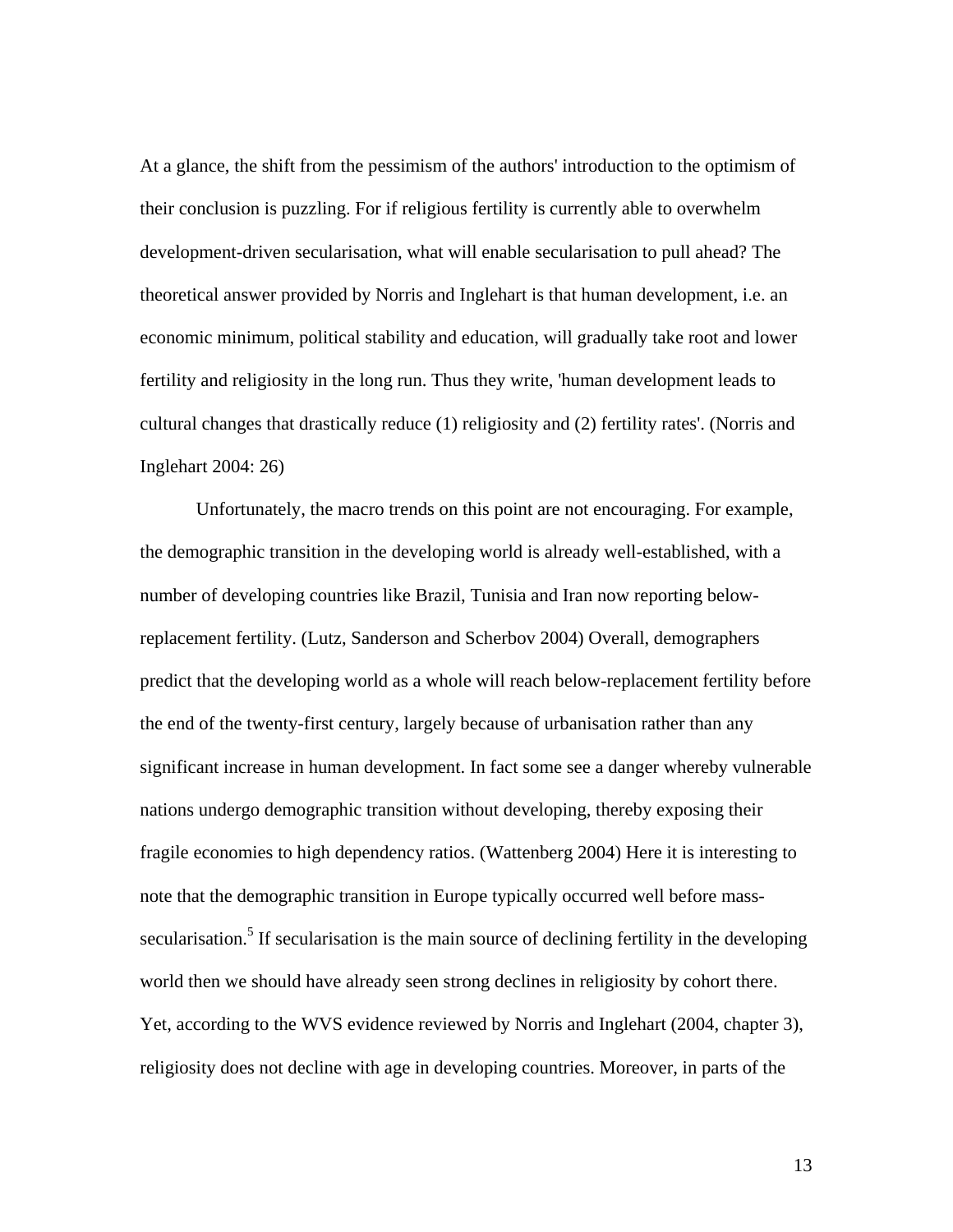At a glance, the shift from the pessimism of the authors' introduction to the optimism of their conclusion is puzzling. For if religious fertility is currently able to overwhelm development-driven secularisation, what will enable secularisation to pull ahead? The theoretical answer provided by Norris and Inglehart is that human development, i.e. an economic minimum, political stability and education, will gradually take root and lower fertility and religiosity in the long run. Thus they write, 'human development leads to cultural changes that drastically reduce (1) religiosity and (2) fertility rates'. (Norris and Inglehart 2004: 26)

Unfortunately, the macro trends on this point are not encouraging. For example, the demographic transition in the developing world is already well-established, with a number of developing countries like Brazil, Tunisia and Iran now reporting below-replacement fertility. (Lutz, Sanderson and Scherbov 2004) Overall, demographers predict that the developing world as a whole will reach below-replacement fertility before the end of the twenty-first century, largely because of urbanisation rather than any significant increase in human development. In fact some see a danger whereby vulnerable nations undergo demographic transition without developing, thereby exposing their fragile economies to high dependency ratios. (Wattenberg 2004) Here it is interesting to note that the demographic transition in Europe typically occurred well before mass-secularisation.[5] If secularisation is the main source of declining fertility in the developing world then we should have already seen strong declines in religiosity by cohort there. Yet, according to the WVS evidence reviewed by Norris and Inglehart (2004, chapter 3), religiosity does not decline with age in developing countries. Moreover, in parts of the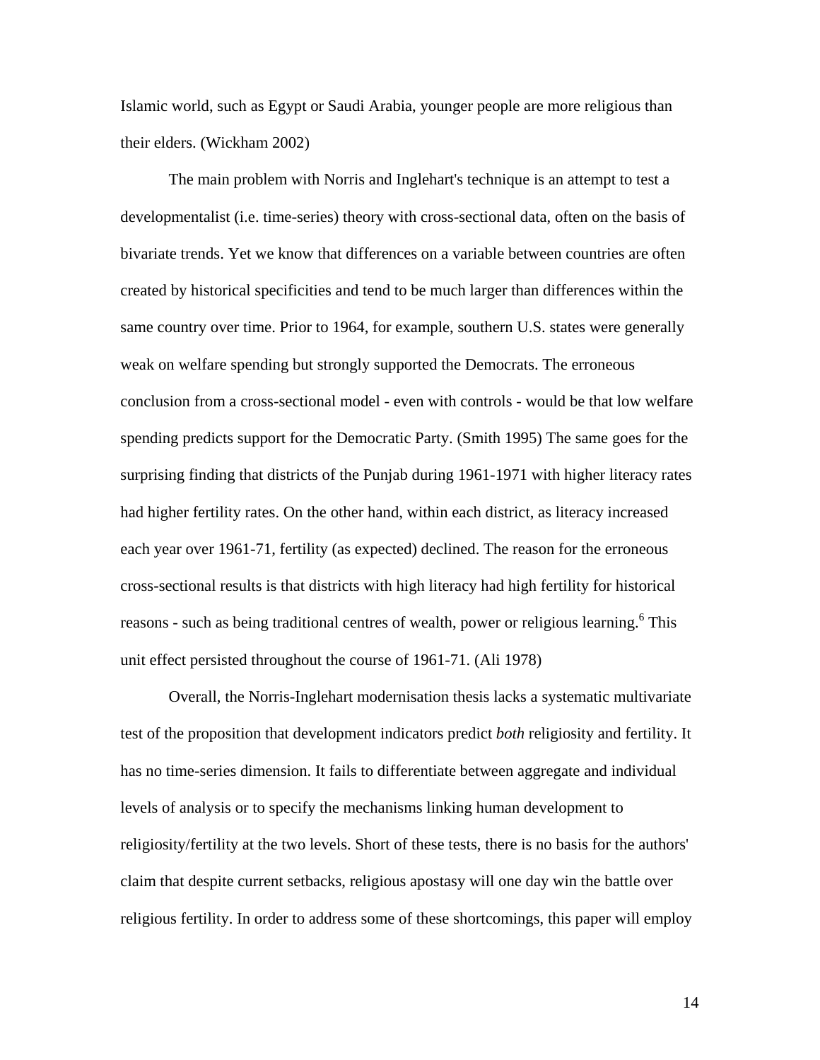Islamic world, such as Egypt or Saudi Arabia, younger people are more religious than their elders. (Wickham 2002)

The main problem with Norris and Inglehart's technique is an attempt to test a developmentalist (i.e. time-series) theory with cross-sectional data, often on the basis of bivariate trends. Yet we know that differences on a variable between countries are often created by historical specificities and tend to be much larger than differences within the same country over time. Prior to 1964, for example, southern U.S. states were generally weak on welfare spending but strongly supported the Democrats. The erroneous conclusion from a cross-sectional model - even with controls - would be that low welfare spending predicts support for the Democratic Party. (Smith 1995) The same goes for the surprising finding that districts of the Punjab during 1961-1971 with higher literacy rates had higher fertility rates. On the other hand, within each district, as literacy increased each year over 1961-71, fertility (as expected) declined. The reason for the erroneous cross-sectional results is that districts with high literacy had high fertility for historical reasons - such as being traditional centres of wealth, power or religious learning.[6] This unit effect persisted throughout the course of 1961-71. (Ali 1978)

Overall, the Norris-Inglehart modernisation thesis lacks a systematic multivariate test of the proposition that development indicators predict *both* religiosity and fertility. It has no time-series dimension. It fails to differentiate between aggregate and individual levels of analysis or to specify the mechanisms linking human development to religiosity/fertility at the two levels. Short of these tests, there is no basis for the authors' claim that despite current setbacks, religious apostasy will one day win the battle over religious fertility. In order to address some of these shortcomings, this paper will employ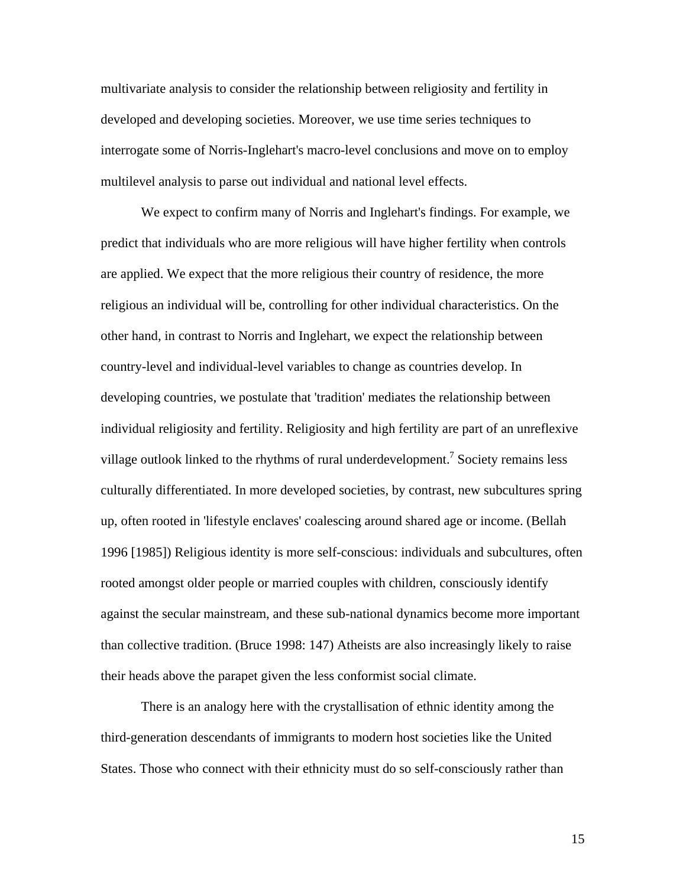multivariate analysis to consider the relationship between religiosity and fertility in developed and developing societies. Moreover, we use time series techniques to interrogate some of Norris-Inglehart's macro-level conclusions and move on to employ multilevel analysis to parse out individual and national level effects.

We expect to confirm many of Norris and Inglehart's findings. For example, we predict that individuals who are more religious will have higher fertility when controls are applied. We expect that the more religious their country of residence, the more religious an individual will be, controlling for other individual characteristics. On the other hand, in contrast to Norris and Inglehart, we expect the relationship between country-level and individual-level variables to change as countries develop. In developing countries, we postulate that 'tradition' mediates the relationship between individual religiosity and fertility. Religiosity and high fertility are part of an unreflexive village outlook linked to the rhythms of rural underdevelopment.[7] Society remains less culturally differentiated. In more developed societies, by contrast, new subcultures spring up, often rooted in 'lifestyle enclaves' coalescing around shared age or income. (Bellah 1996 [1985]) Religious identity is more self-conscious: individuals and subcultures, often rooted amongst older people or married couples with children, consciously identify against the secular mainstream, and these sub-national dynamics become more important than collective tradition. (Bruce 1998: 147) Atheists are also increasingly likely to raise their heads above the parapet given the less conformist social climate.

There is an analogy here with the crystallisation of ethnic identity among the third-generation descendants of immigrants to modern host societies like the United States. Those who connect with their ethnicity must do so self-consciously rather than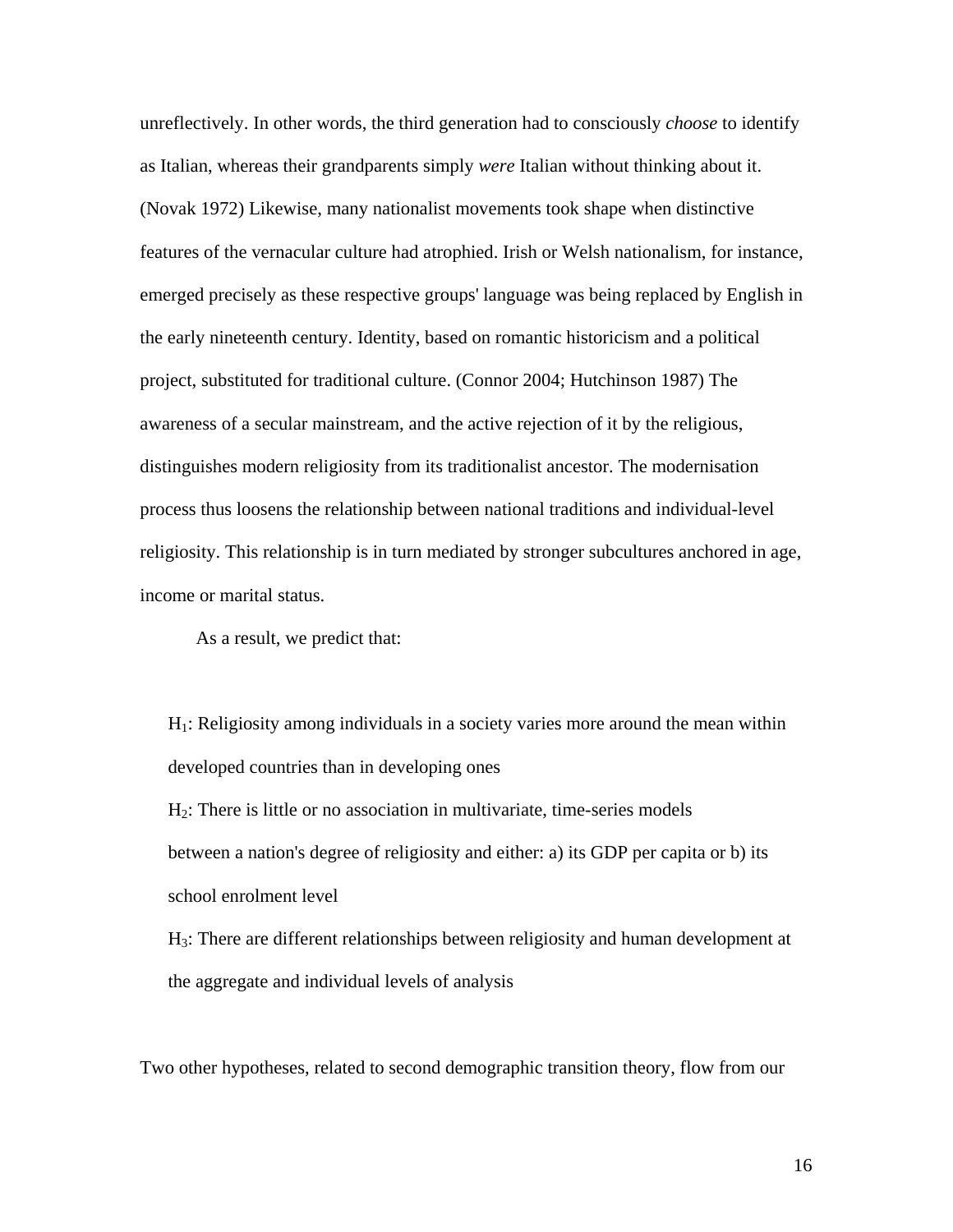unreflectively. In other words, the third generation had to consciously *choose* to identify as Italian, whereas their grandparents simply *were* Italian without thinking about it. (Novak 1972) Likewise, many nationalist movements took shape when distinctive features of the vernacular culture had atrophied. Irish or Welsh nationalism, for instance, emerged precisely as these respective groups' language was being replaced by English in the early nineteenth century. Identity, based on romantic historicism and a political project, substituted for traditional culture. (Connor 2004; Hutchinson 1987) The awareness of a secular mainstream, and the active rejection of it by the religious, distinguishes modern religiosity from its traditionalist ancestor. The modernisation process thus loosens the relationship between national traditions and individual-level religiosity. This relationship is in turn mediated by stronger subcultures anchored in age, income or marital status.

As a result, we predict that:

$H_1$: Religiosity among individuals in a society varies more around the mean within developed countries than in developing ones

$H_2$: There is little or no association in multivariate, time-series models between a nation's degree of religiosity and either: a) its GDP per capita or b) its school enrolment level

$H_3$: There are different relationships between religiosity and human development at the aggregate and individual levels of analysis

Two other hypotheses, related to second demographic transition theory, flow from our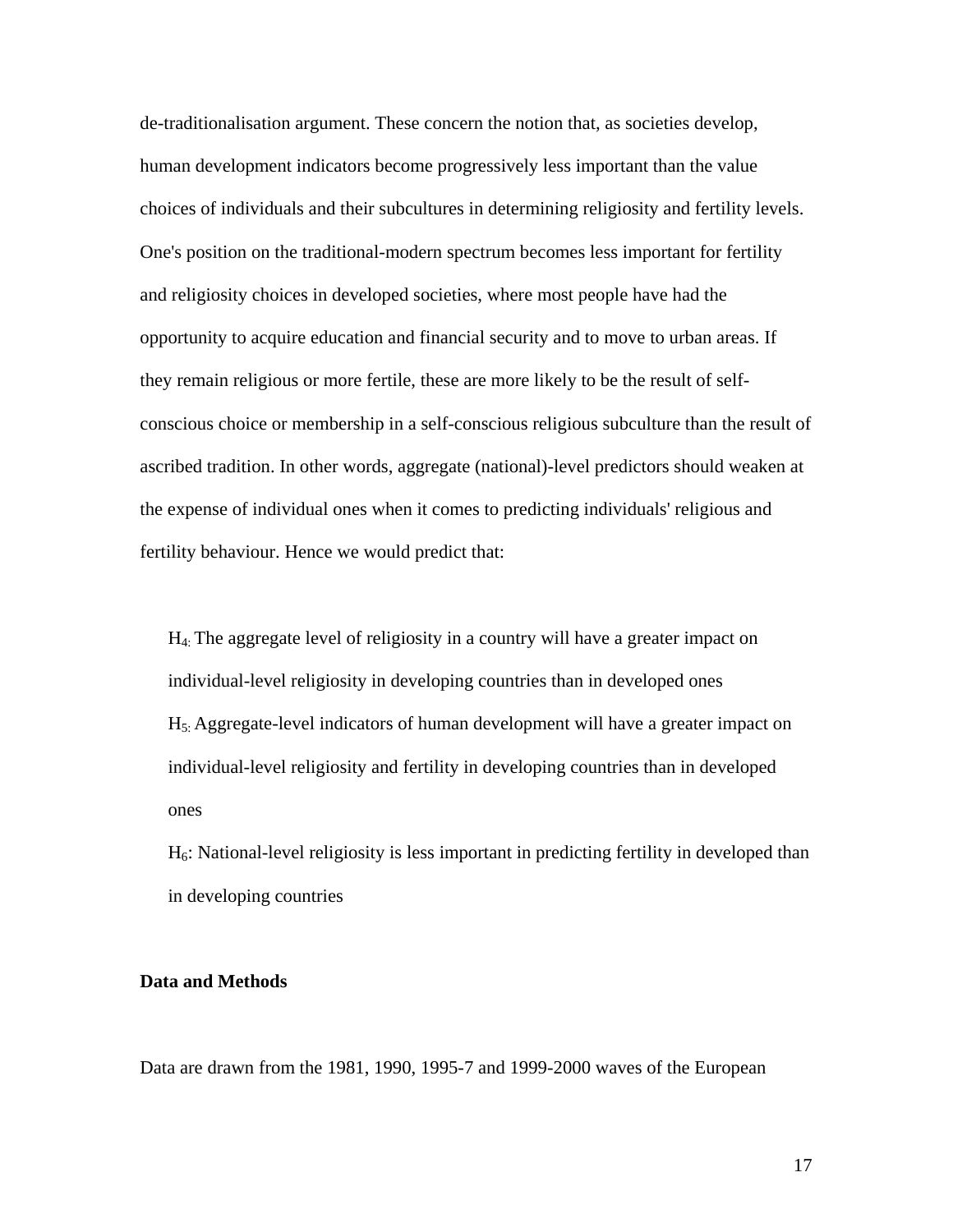de-traditionalisation argument. These concern the notion that, as societies develop, human development indicators become progressively less important than the value choices of individuals and their subcultures in determining religiosity and fertility levels. One's position on the traditional-modern spectrum becomes less important for fertility and religiosity choices in developed societies, where most people have had the opportunity to acquire education and financial security and to move to urban areas. If they remain religious or more fertile, these are more likely to be the result of self-conscious choice or membership in a self-conscious religious subculture than the result of ascribed tradition. In other words, aggregate (national)-level predictors should weaken at the expense of individual ones when it comes to predicting individuals' religious and fertility behaviour. Hence we would predict that:

$H_{4:}$ The aggregate level of religiosity in a country will have a greater impact on individual-level religiosity in developing countries than in developed ones
$H_{5:}$ Aggregate-level indicators of human development will have a greater impact on individual-level religiosity and fertility in developing countries than in developed ones
$H_6$: National-level religiosity is less important in predicting fertility in developed than in developing countries

**Data and Methods**

Data are drawn from the 1981, 1990, 1995-7 and 1999-2000 waves of the European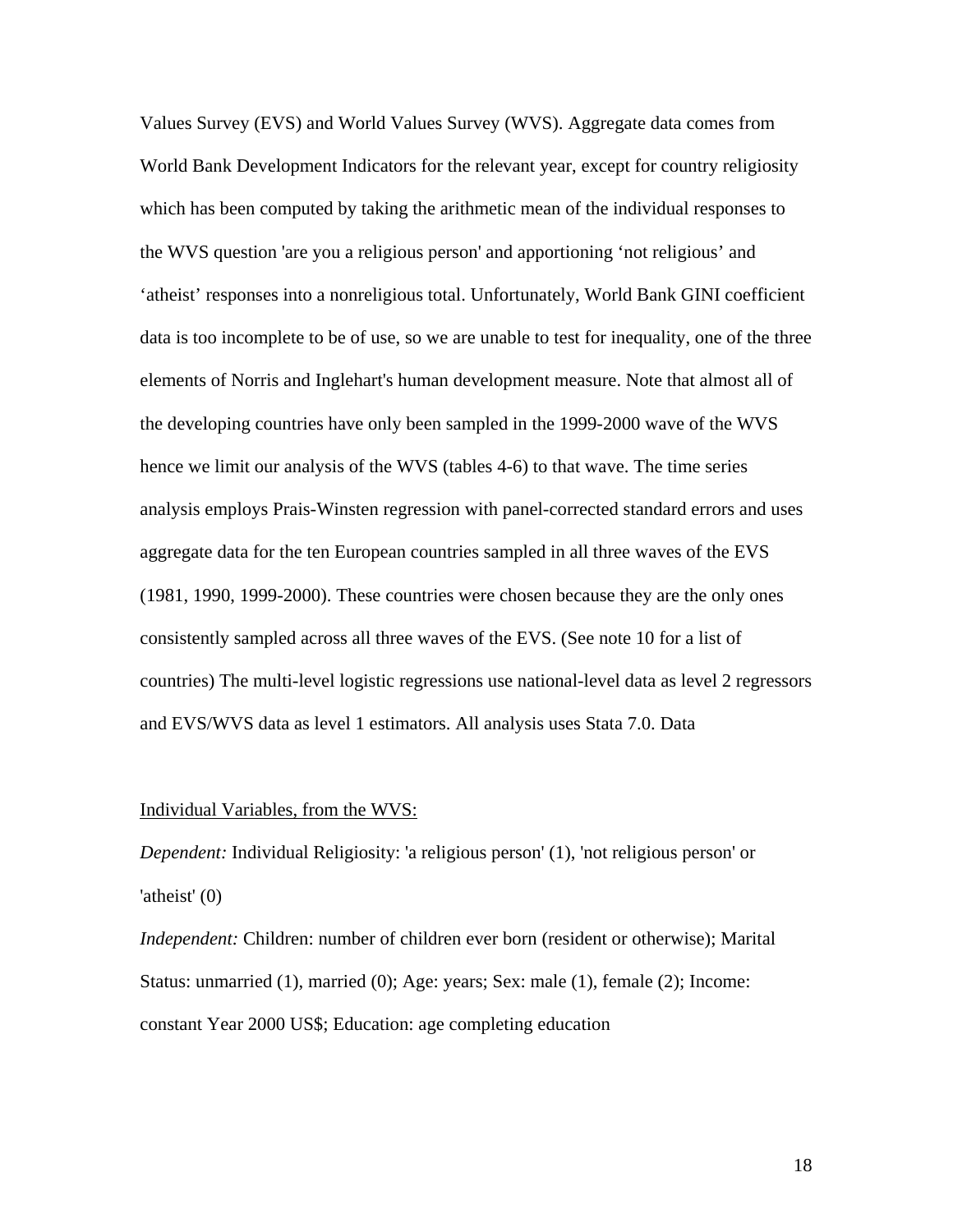Values Survey (EVS) and World Values Survey (WVS). Aggregate data comes from World Bank Development Indicators for the relevant year, except for country religiosity which has been computed by taking the arithmetic mean of the individual responses to the WVS question 'are you a religious person' and apportioning 'not religious' and 'atheist' responses into a nonreligious total. Unfortunately, World Bank GINI coefficient data is too incomplete to be of use, so we are unable to test for inequality, one of the three elements of Norris and Inglehart's human development measure. Note that almost all of the developing countries have only been sampled in the 1999-2000 wave of the WVS hence we limit our analysis of the WVS (tables 4-6) to that wave. The time series analysis employs Prais-Winsten regression with panel-corrected standard errors and uses aggregate data for the ten European countries sampled in all three waves of the EVS (1981, 1990, 1999-2000). These countries were chosen because they are the only ones consistently sampled across all three waves of the EVS. (See note 10 for a list of countries) The multi-level logistic regressions use national-level data as level 2 regressors and EVS/WVS data as level 1 estimators. All analysis uses Stata 7.0. Data

<u>Individual Variables, from the WVS:</u>

*Dependent:* Individual Religiosity: 'a religious person' (1), 'not religious person' or 'atheist' (0)

*Independent:* Children: number of children ever born (resident or otherwise); Marital Status: unmarried (1), married (0); Age: years; Sex: male (1), female (2); Income: constant Year 2000 US$; Education: age completing education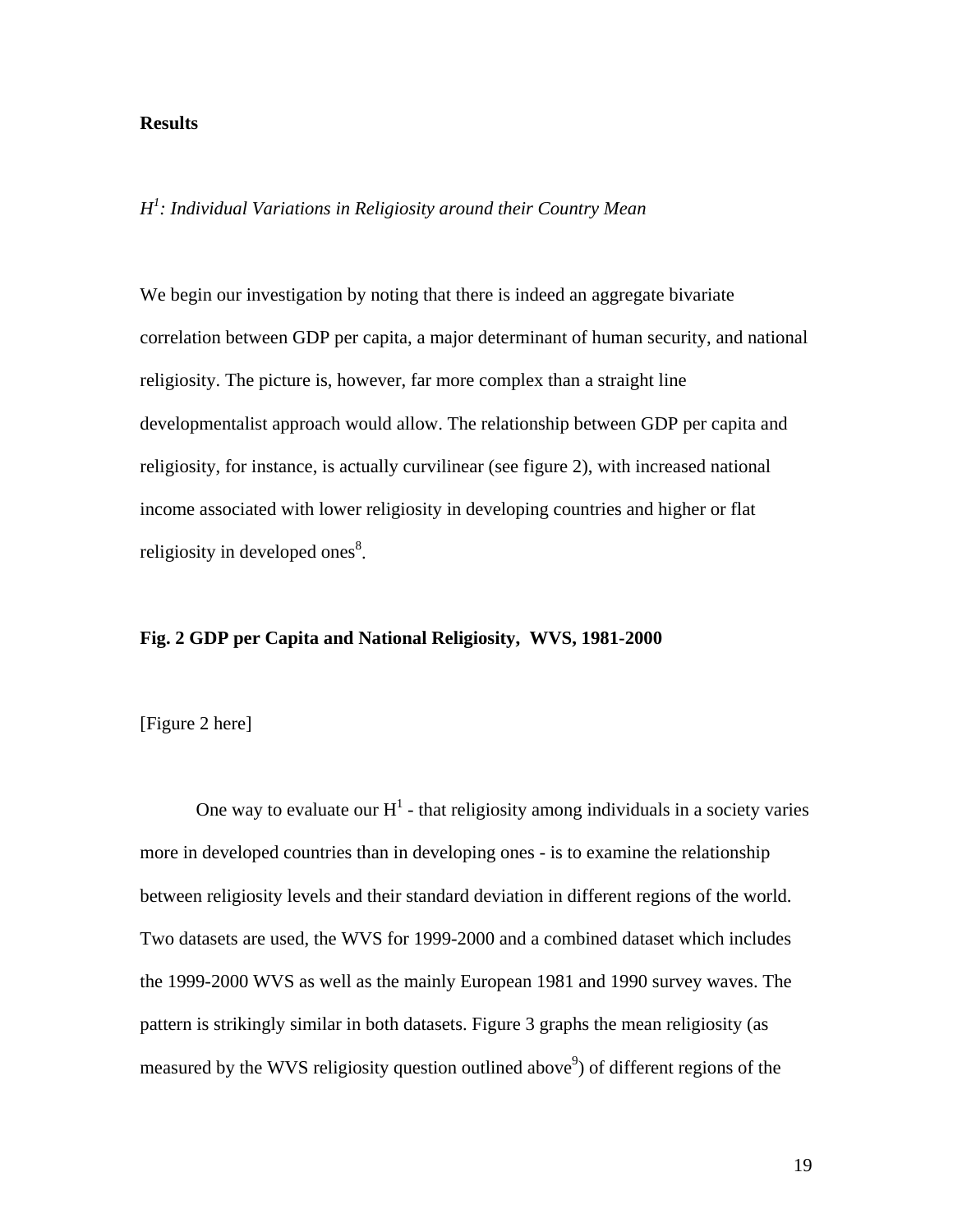**Results**

*$H^1$: Individual Variations in Religiosity around their Country Mean*

We begin our investigation by noting that there is indeed an aggregate bivariate correlation between GDP per capita, a major determinant of human security, and national religiosity. The picture is, however, far more complex than a straight line developmentalist approach would allow. The relationship between GDP per capita and religiosity, for instance, is actually curvilinear (see figure 2), with increased national income associated with lower religiosity in developing countries and higher or flat religiosity in developed ones[8].

**Fig. 2 GDP per Capita and National Religiosity, WVS, 1981-2000**

[Figure 2 here]

One way to evaluate our $H^1$ - that religiosity among individuals in a society varies more in developed countries than in developing ones - is to examine the relationship between religiosity levels and their standard deviation in different regions of the world. Two datasets are used, the WVS for 1999-2000 and a combined dataset which includes the 1999-2000 WVS as well as the mainly European 1981 and 1990 survey waves. The pattern is strikingly similar in both datasets. Figure 3 graphs the mean religiosity (as measured by the WVS religiosity question outlined above[9]) of different regions of the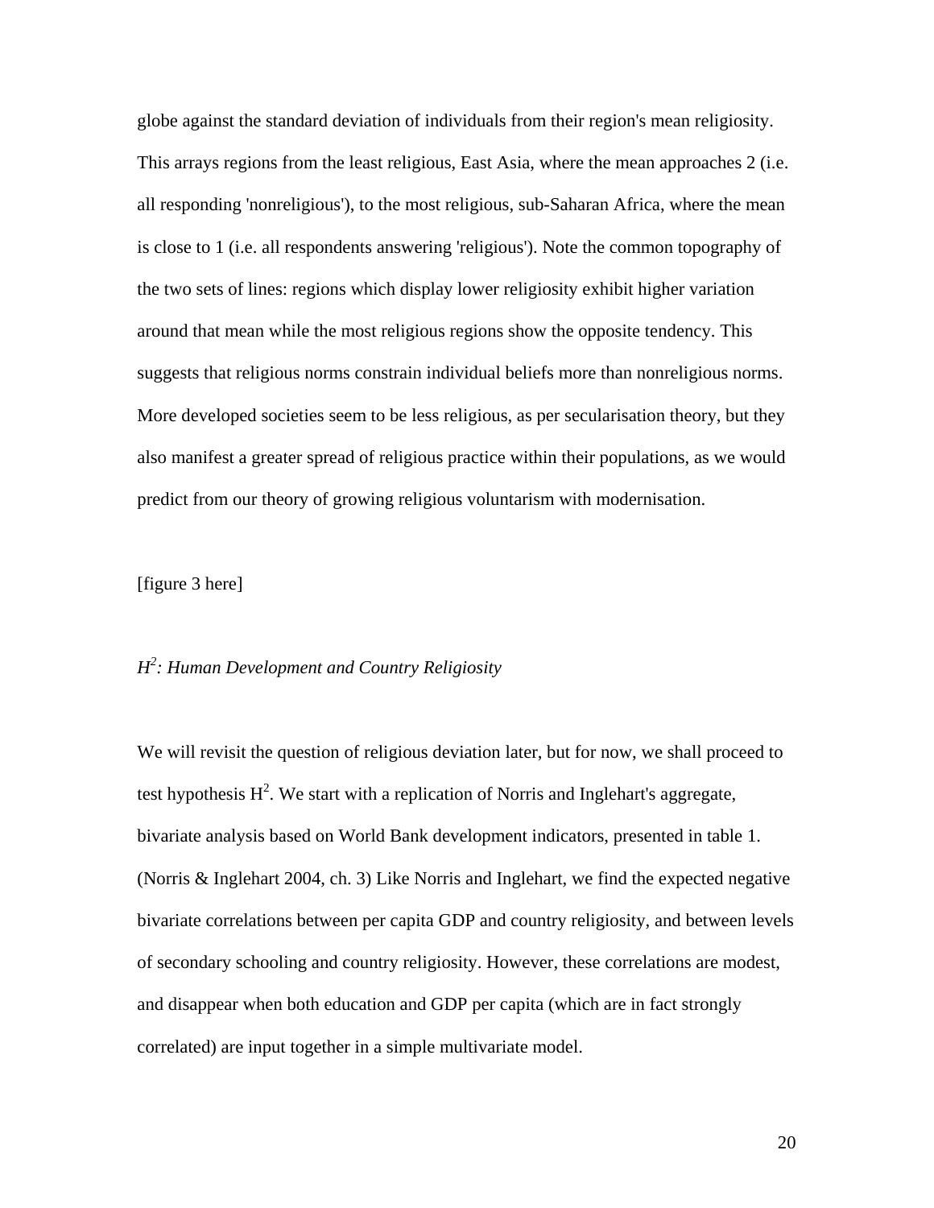globe against the standard deviation of individuals from their region's mean religiosity. This arrays regions from the least religious, East Asia, where the mean approaches 2 (i.e. all responding 'nonreligious'), to the most religious, sub-Saharan Africa, where the mean is close to 1 (i.e. all respondents answering 'religious'). Note the common topography of the two sets of lines: regions which display lower religiosity exhibit higher variation around that mean while the most religious regions show the opposite tendency. This suggests that religious norms constrain individual beliefs more than nonreligious norms. More developed societies seem to be less religious, as per secularisation theory, but they also manifest a greater spread of religious practice within their populations, as we would predict from our theory of growing religious voluntarism with modernisation.

[figure 3 here]

### *$H^2$: Human Development and Country Religiosity*

We will revisit the question of religious deviation later, but for now, we shall proceed to test hypothesis $H^2$. We start with a replication of Norris and Inglehart's aggregate, bivariate analysis based on World Bank development indicators, presented in table 1. (Norris & Inglehart 2004, ch. 3) Like Norris and Inglehart, we find the expected negative bivariate correlations between per capita GDP and country religiosity, and between levels of secondary schooling and country religiosity. However, these correlations are modest, and disappear when both education and GDP per capita (which are in fact strongly correlated) are input together in a simple multivariate model.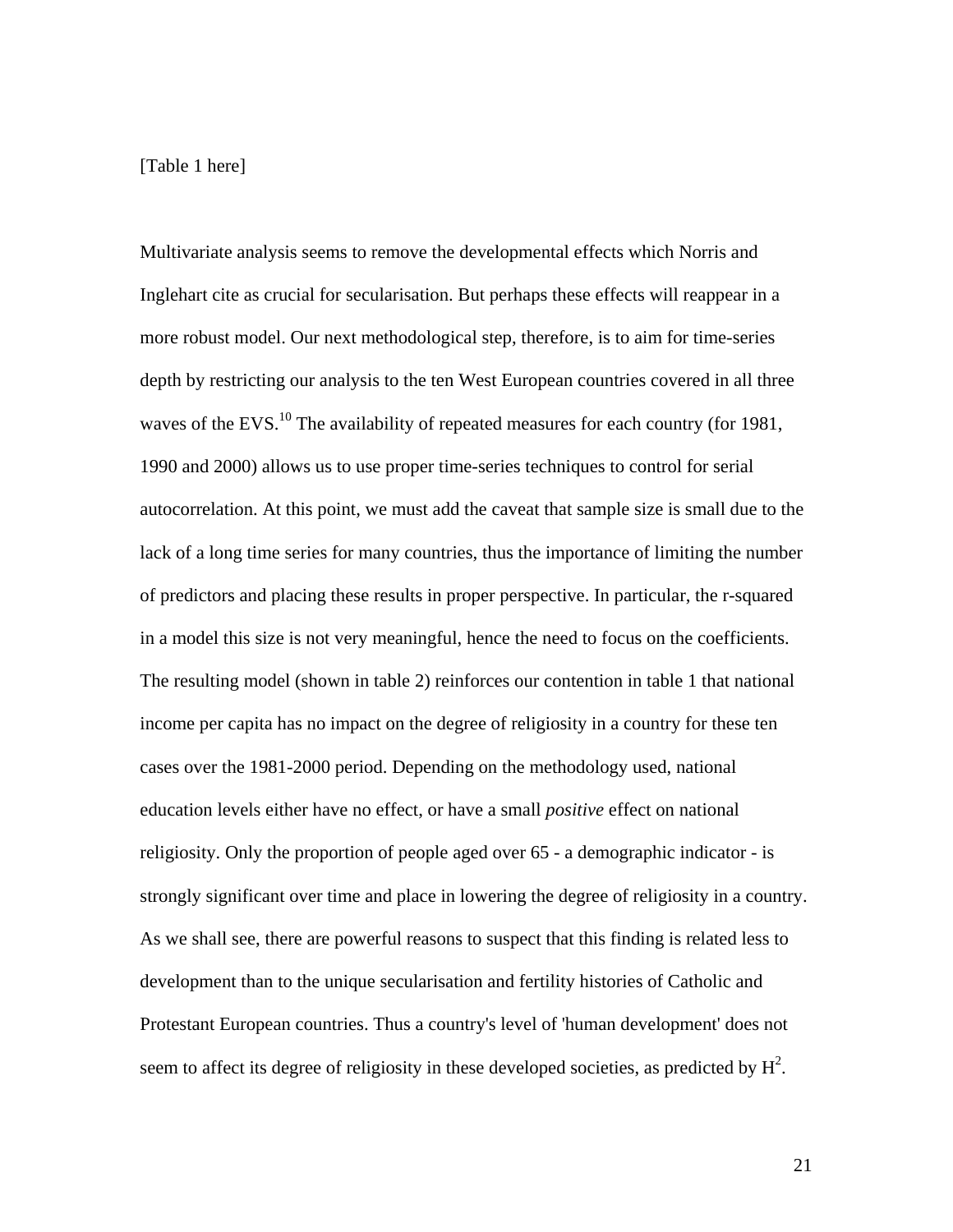[Table 1 here]

Multivariate analysis seems to remove the developmental effects which Norris and Inglehart cite as crucial for secularisation. But perhaps these effects will reappear in a more robust model. Our next methodological step, therefore, is to aim for time-series depth by restricting our analysis to the ten West European countries covered in all three waves of the EVS.[10] The availability of repeated measures for each country (for 1981, 1990 and 2000) allows us to use proper time-series techniques to control for serial autocorrelation. At this point, we must add the caveat that sample size is small due to the lack of a long time series for many countries, thus the importance of limiting the number of predictors and placing these results in proper perspective. In particular, the r-squared in a model this size is not very meaningful, hence the need to focus on the coefficients. The resulting model (shown in table 2) reinforces our contention in table 1 that national income per capita has no impact on the degree of religiosity in a country for these ten cases over the 1981-2000 period. Depending on the methodology used, national education levels either have no effect, or have a small *positive* effect on national religiosity. Only the proportion of people aged over 65 - a demographic indicator - is strongly significant over time and place in lowering the degree of religiosity in a country. As we shall see, there are powerful reasons to suspect that this finding is related less to development than to the unique secularisation and fertility histories of Catholic and Protestant European countries. Thus a country's level of 'human development' does not seem to affect its degree of religiosity in these developed societies, as predicted by $H^2$.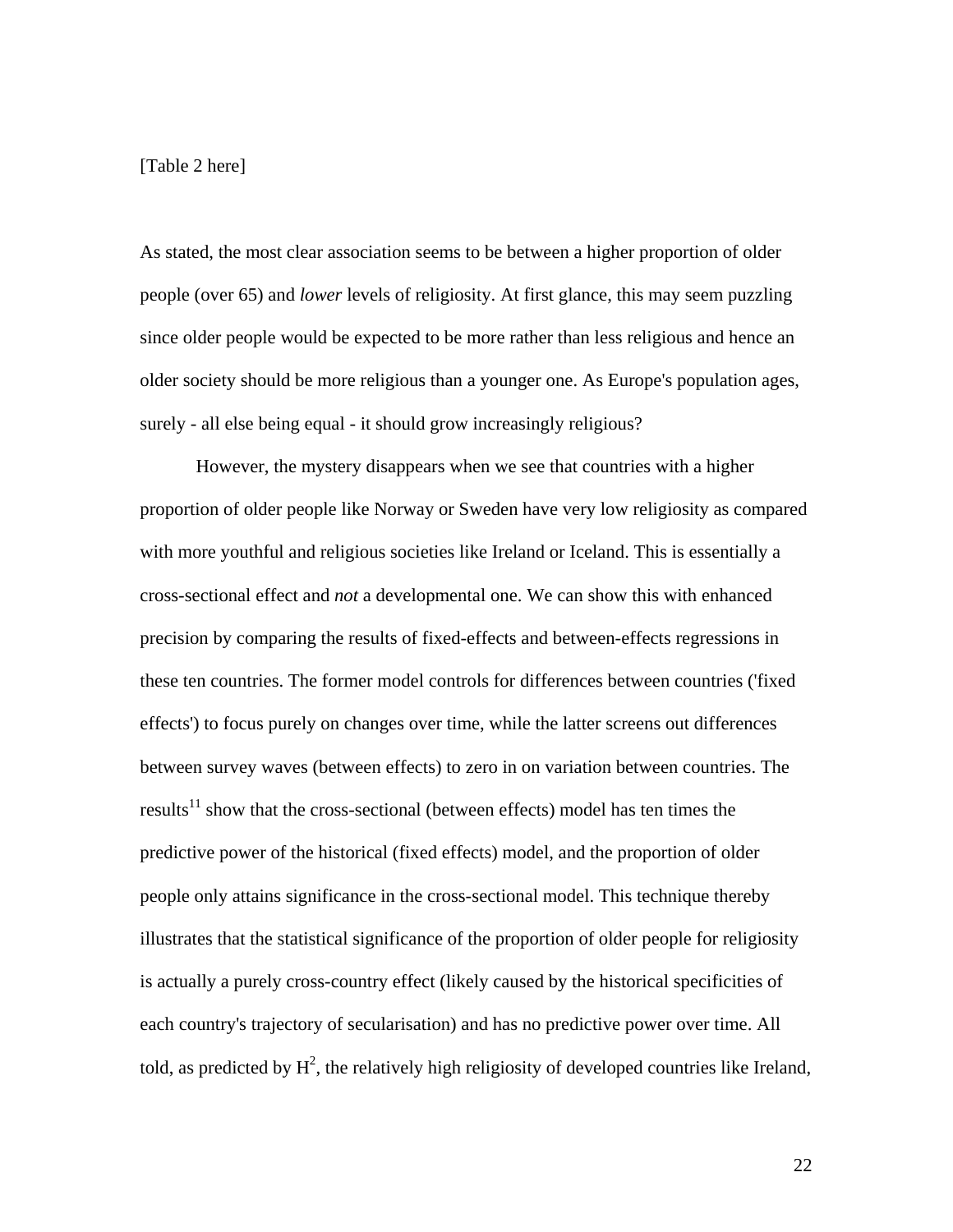[Table 2 here]

As stated, the most clear association seems to be between a higher proportion of older people (over 65) and *lower* levels of religiosity. At first glance, this may seem puzzling since older people would be expected to be more rather than less religious and hence an older society should be more religious than a younger one. As Europe's population ages, surely - all else being equal - it should grow increasingly religious?

However, the mystery disappears when we see that countries with a higher proportion of older people like Norway or Sweden have very low religiosity as compared with more youthful and religious societies like Ireland or Iceland. This is essentially a cross-sectional effect and *not* a developmental one. We can show this with enhanced precision by comparing the results of fixed-effects and between-effects regressions in these ten countries. The former model controls for differences between countries ('fixed effects') to focus purely on changes over time, while the latter screens out differences between survey waves (between effects) to zero in on variation between countries. The results[11] show that the cross-sectional (between effects) model has ten times the predictive power of the historical (fixed effects) model, and the proportion of older people only attains significance in the cross-sectional model. This technique thereby illustrates that the statistical significance of the proportion of older people for religiosity is actually a purely cross-country effect (likely caused by the historical specificities of each country's trajectory of secularisation) and has no predictive power over time. All told, as predicted by $H^2$, the relatively high religiosity of developed countries like Ireland,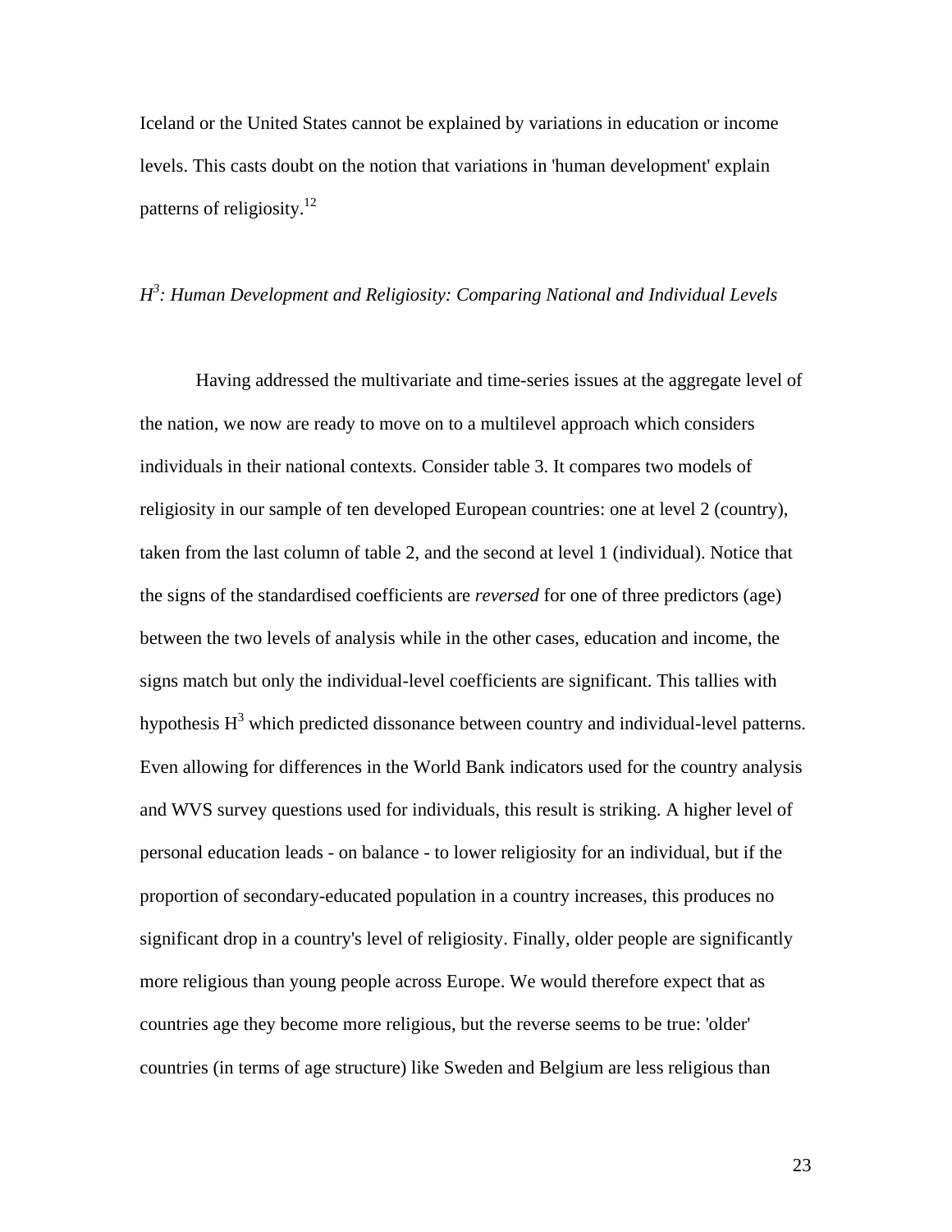Iceland or the United States cannot be explained by variations in education or income levels. This casts doubt on the notion that variations in 'human development' explain patterns of religiosity.[12]

### *$H^3$: Human Development and Religiosity: Comparing National and Individual Levels*

Having addressed the multivariate and time-series issues at the aggregate level of the nation, we now are ready to move on to a multilevel approach which considers individuals in their national contexts. Consider table 3. It compares two models of religiosity in our sample of ten developed European countries: one at level 2 (country), taken from the last column of table 2, and the second at level 1 (individual). Notice that the signs of the standardised coefficients are *reversed* for one of three predictors (age) between the two levels of analysis while in the other cases, education and income, the signs match but only the individual-level coefficients are significant. This tallies with hypothesis $H^3$ which predicted dissonance between country and individual-level patterns. Even allowing for differences in the World Bank indicators used for the country analysis and WVS survey questions used for individuals, this result is striking. A higher level of personal education leads - on balance - to lower religiosity for an individual, but if the proportion of secondary-educated population in a country increases, this produces no significant drop in a country's level of religiosity. Finally, older people are significantly more religious than young people across Europe. We would therefore expect that as countries age they become more religious, but the reverse seems to be true: 'older' countries (in terms of age structure) like Sweden and Belgium are less religious than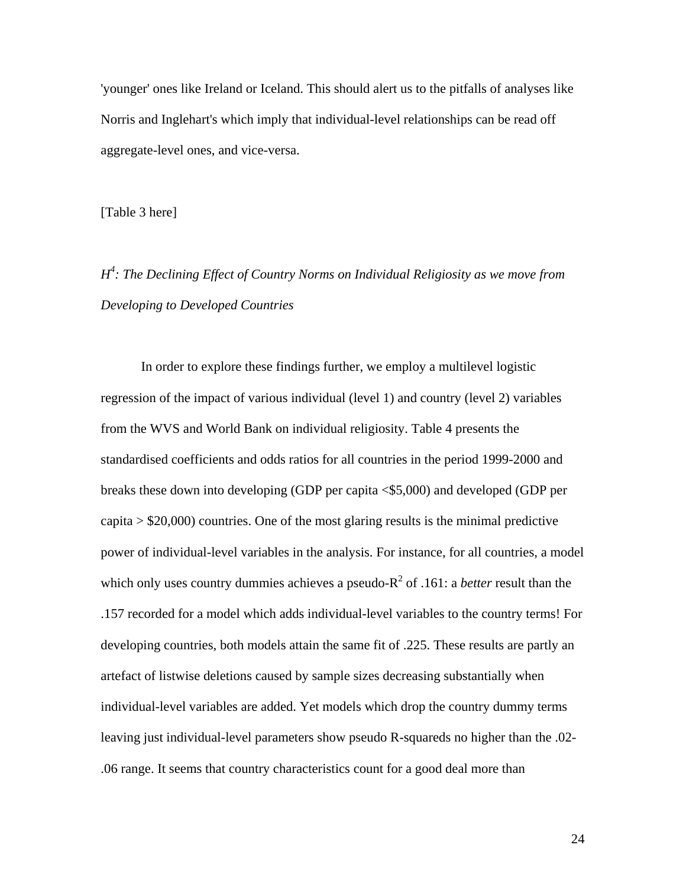'younger' ones like Ireland or Iceland. This should alert us to the pitfalls of analyses like Norris and Inglehart's which imply that individual-level relationships can be read off aggregate-level ones, and vice-versa.

[Table 3 here]

### *H[4]: The Declining Effect of Country Norms on Individual Religiosity as we move from Developing to Developed Countries*

In order to explore these findings further, we employ a multilevel logistic regression of the impact of various individual (level 1) and country (level 2) variables from the WVS and World Bank on individual religiosity. Table 4 presents the standardised coefficients and odds ratios for all countries in the period 1999-2000 and breaks these down into developing (GDP per capita <$5,000) and developed (GDP per capita > $20,000) countries. One of the most glaring results is the minimal predictive power of individual-level variables in the analysis. For instance, for all countries, a model which only uses country dummies achieves a pseudo-$R^2$ of .161: a *better* result than the .157 recorded for a model which adds individual-level variables to the country terms! For developing countries, both models attain the same fit of .225. These results are partly an artefact of listwise deletions caused by sample sizes decreasing substantially when individual-level variables are added. Yet models which drop the country dummy terms leaving just individual-level parameters show pseudo R-squareds no higher than the .02-.06 range. It seems that country characteristics count for a good deal more than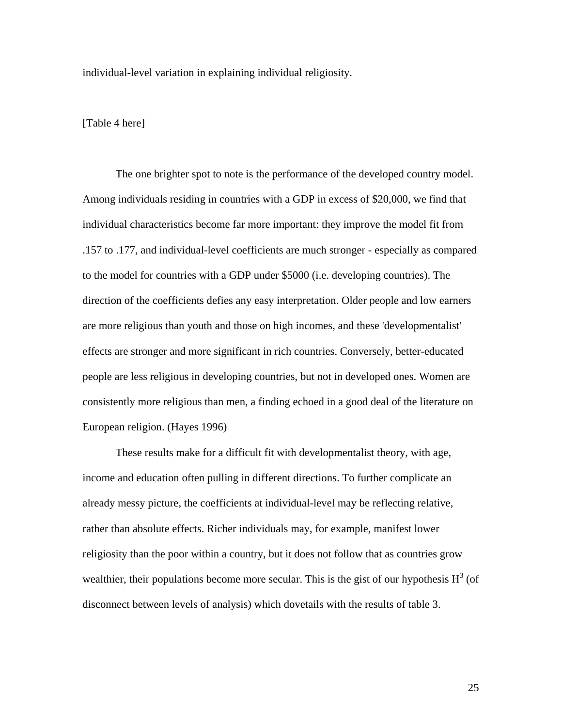individual-level variation in explaining individual religiosity.

[Table 4 here]

The one brighter spot to note is the performance of the developed country model. Among individuals residing in countries with a GDP in excess of $20,000, we find that individual characteristics become far more important: they improve the model fit from .157 to .177, and individual-level coefficients are much stronger - especially as compared to the model for countries with a GDP under $5000 (i.e. developing countries). The direction of the coefficients defies any easy interpretation. Older people and low earners are more religious than youth and those on high incomes, and these 'developmentalist' effects are stronger and more significant in rich countries. Conversely, better-educated people are less religious in developing countries, but not in developed ones. Women are consistently more religious than men, a finding echoed in a good deal of the literature on European religion. (Hayes 1996)

These results make for a difficult fit with developmentalist theory, with age, income and education often pulling in different directions. To further complicate an already messy picture, the coefficients at individual-level may be reflecting relative, rather than absolute effects. Richer individuals may, for example, manifest lower religiosity than the poor within a country, but it does not follow that as countries grow wealthier, their populations become more secular. This is the gist of our hypothesis $H^3$ (of disconnect between levels of analysis) which dovetails with the results of table 3.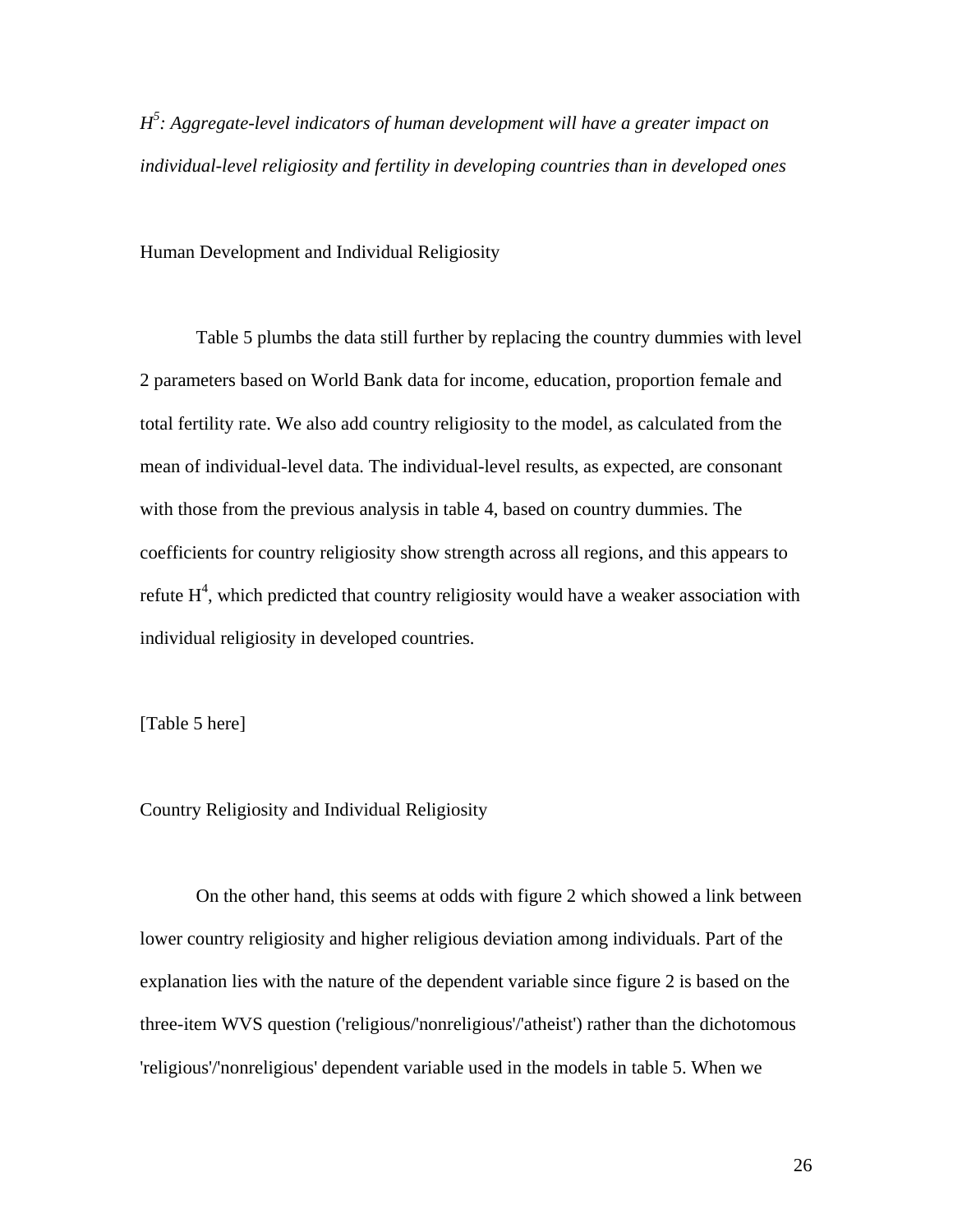*$H^5$: Aggregate-level indicators of human development will have a greater impact on individual-level religiosity and fertility in developing countries than in developed ones*

Human Development and Individual Religiosity

Table 5 plumbs the data still further by replacing the country dummies with level 2 parameters based on World Bank data for income, education, proportion female and total fertility rate. We also add country religiosity to the model, as calculated from the mean of individual-level data. The individual-level results, as expected, are consonant with those from the previous analysis in table 4, based on country dummies. The coefficients for country religiosity show strength across all regions, and this appears to refute $H^4$, which predicted that country religiosity would have a weaker association with individual religiosity in developed countries.

[Table 5 here]

Country Religiosity and Individual Religiosity

On the other hand, this seems at odds with figure 2 which showed a link between lower country religiosity and higher religious deviation among individuals. Part of the explanation lies with the nature of the dependent variable since figure 2 is based on the three-item WVS question ('religious/'nonreligious'/'atheist') rather than the dichotomous 'religious'/'nonreligious' dependent variable used in the models in table 5. When we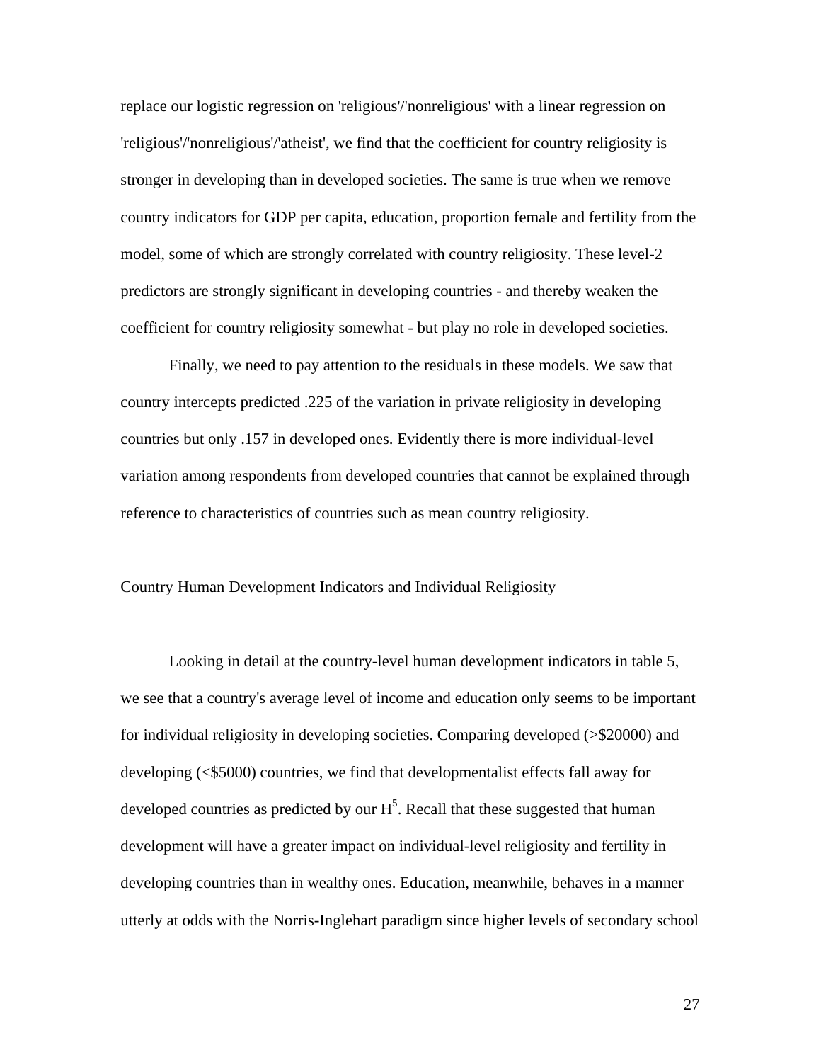replace our logistic regression on 'religious'/'nonreligious' with a linear regression on 'religious'/'nonreligious'/'atheist', we find that the coefficient for country religiosity is stronger in developing than in developed societies. The same is true when we remove country indicators for GDP per capita, education, proportion female and fertility from the model, some of which are strongly correlated with country religiosity. These level-2 predictors are strongly significant in developing countries - and thereby weaken the coefficient for country religiosity somewhat - but play no role in developed societies.

Finally, we need to pay attention to the residuals in these models. We saw that country intercepts predicted .225 of the variation in private religiosity in developing countries but only .157 in developed ones. Evidently there is more individual-level variation among respondents from developed countries that cannot be explained through reference to characteristics of countries such as mean country religiosity.

## Country Human Development Indicators and Individual Religiosity

Looking in detail at the country-level human development indicators in table 5, we see that a country's average level of income and education only seems to be important for individual religiosity in developing societies. Comparing developed (>$20000) and developing (<$5000) countries, we find that developmentalist effects fall away for developed countries as predicted by our $H^5$. Recall that these suggested that human development will have a greater impact on individual-level religiosity and fertility in developing countries than in wealthy ones. Education, meanwhile, behaves in a manner utterly at odds with the Norris-Inglehart paradigm since higher levels of secondary school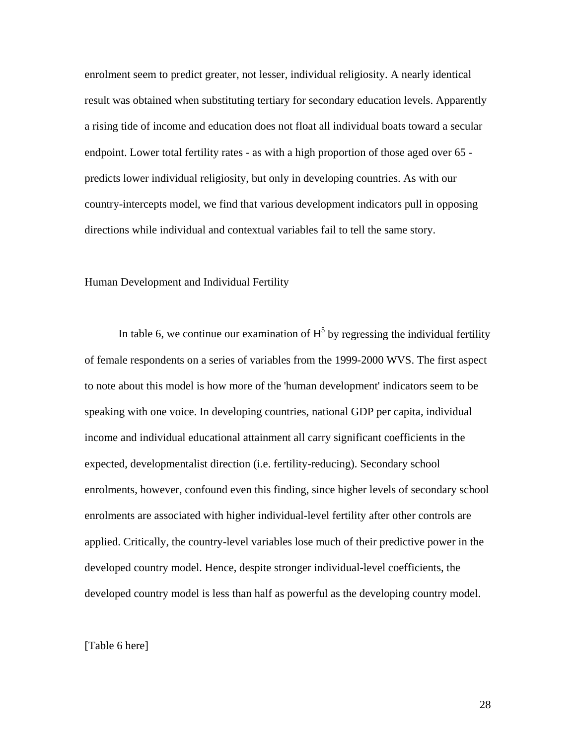enrolment seem to predict greater, not lesser, individual religiosity. A nearly identical result was obtained when substituting tertiary for secondary education levels. Apparently a rising tide of income and education does not float all individual boats toward a secular endpoint. Lower total fertility rates - as with a high proportion of those aged over 65 - predicts lower individual religiosity, but only in developing countries. As with our country-intercepts model, we find that various development indicators pull in opposing directions while individual and contextual variables fail to tell the same story.

## Human Development and Individual Fertility

In table 6, we continue our examination of $H^5$ by regressing the individual fertility of female respondents on a series of variables from the 1999-2000 WVS. The first aspect to note about this model is how more of the 'human development' indicators seem to be speaking with one voice. In developing countries, national GDP per capita, individual income and individual educational attainment all carry significant coefficients in the expected, developmentalist direction (i.e. fertility-reducing). Secondary school enrolments, however, confound even this finding, since higher levels of secondary school enrolments are associated with higher individual-level fertility after other controls are applied. Critically, the country-level variables lose much of their predictive power in the developed country model. Hence, despite stronger individual-level coefficients, the developed country model is less than half as powerful as the developing country model.

[Table 6 here]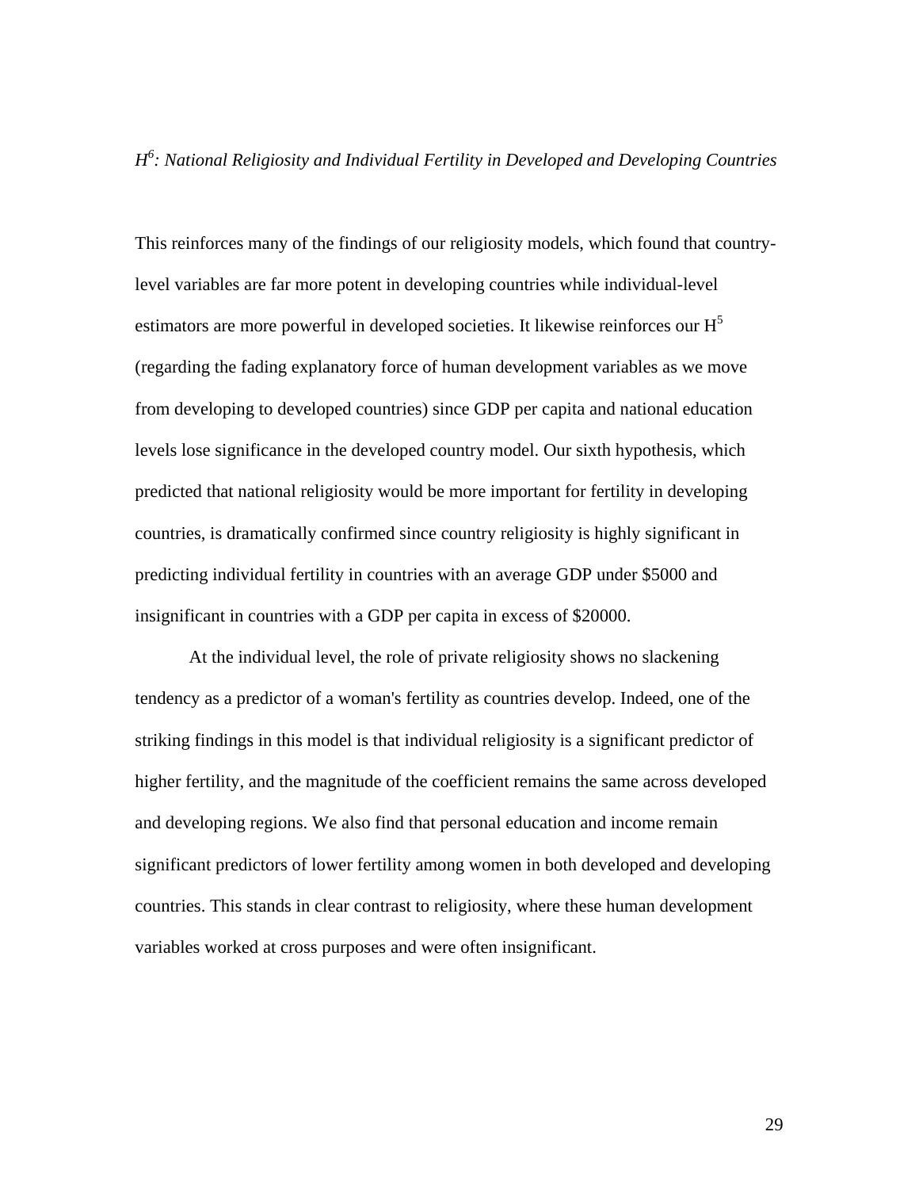*$H^6$: National Religiosity and Individual Fertility in Developed and Developing Countries*

This reinforces many of the findings of our religiosity models, which found that country-level variables are far more potent in developing countries while individual-level estimators are more powerful in developed societies. It likewise reinforces our $H^5$ (regarding the fading explanatory force of human development variables as we move from developing to developed countries) since GDP per capita and national education levels lose significance in the developed country model. Our sixth hypothesis, which predicted that national religiosity would be more important for fertility in developing countries, is dramatically confirmed since country religiosity is highly significant in predicting individual fertility in countries with an average GDP under $5000 and insignificant in countries with a GDP per capita in excess of $20000.

At the individual level, the role of private religiosity shows no slackening tendency as a predictor of a woman's fertility as countries develop. Indeed, one of the striking findings in this model is that individual religiosity is a significant predictor of higher fertility, and the magnitude of the coefficient remains the same across developed and developing regions. We also find that personal education and income remain significant predictors of lower fertility among women in both developed and developing countries. This stands in clear contrast to religiosity, where these human development variables worked at cross purposes and were often insignificant.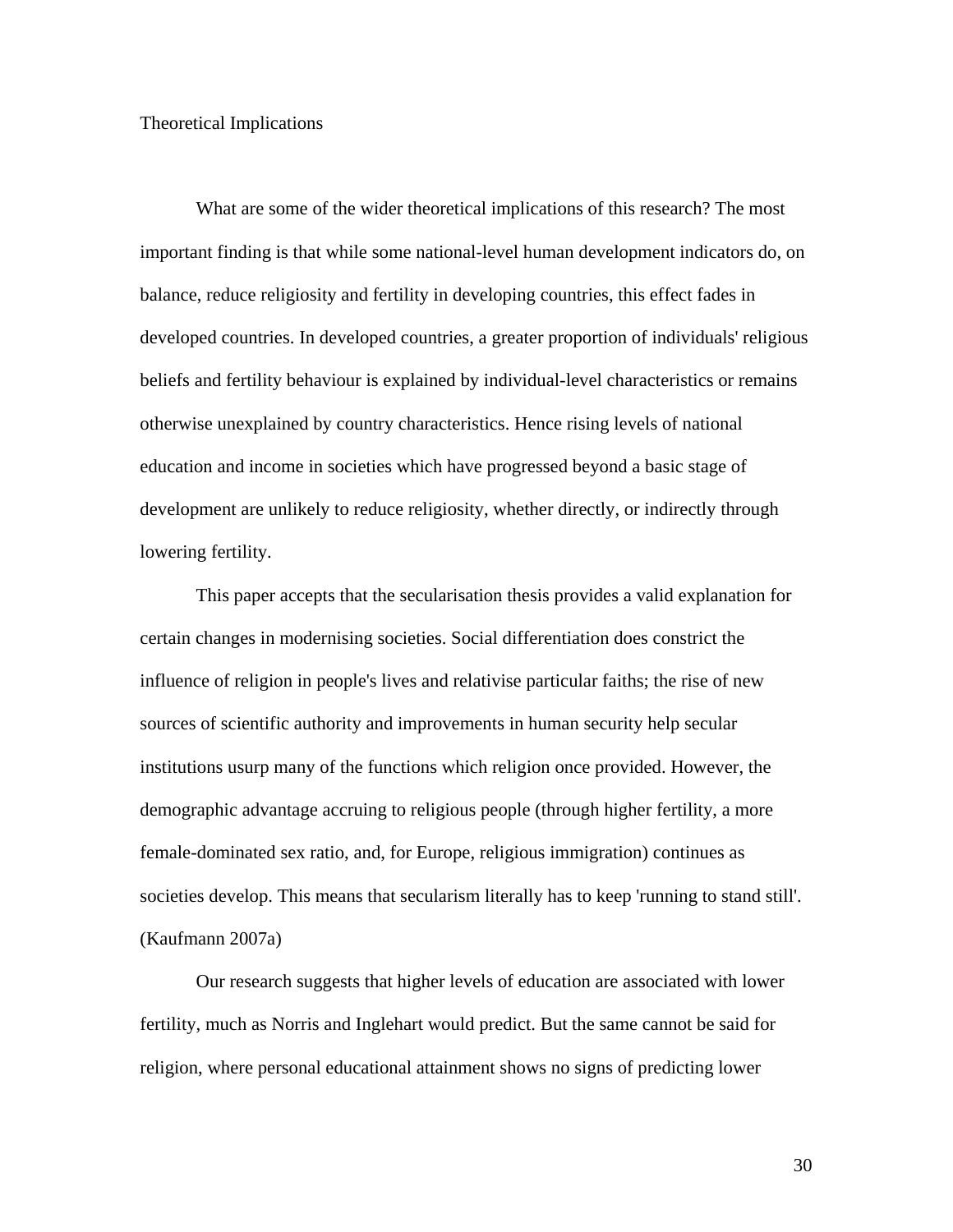## Theoretical Implications

What are some of the wider theoretical implications of this research? The most important finding is that while some national-level human development indicators do, on balance, reduce religiosity and fertility in developing countries, this effect fades in developed countries. In developed countries, a greater proportion of individuals' religious beliefs and fertility behaviour is explained by individual-level characteristics or remains otherwise unexplained by country characteristics. Hence rising levels of national education and income in societies which have progressed beyond a basic stage of development are unlikely to reduce religiosity, whether directly, or indirectly through lowering fertility.

This paper accepts that the secularisation thesis provides a valid explanation for certain changes in modernising societies. Social differentiation does constrict the influence of religion in people's lives and relativise particular faiths; the rise of new sources of scientific authority and improvements in human security help secular institutions usurp many of the functions which religion once provided. However, the demographic advantage accruing to religious people (through higher fertility, a more female-dominated sex ratio, and, for Europe, religious immigration) continues as societies develop. This means that secularism literally has to keep 'running to stand still'. (Kaufmann 2007a)

Our research suggests that higher levels of education are associated with lower fertility, much as Norris and Inglehart would predict. But the same cannot be said for religion, where personal educational attainment shows no signs of predicting lower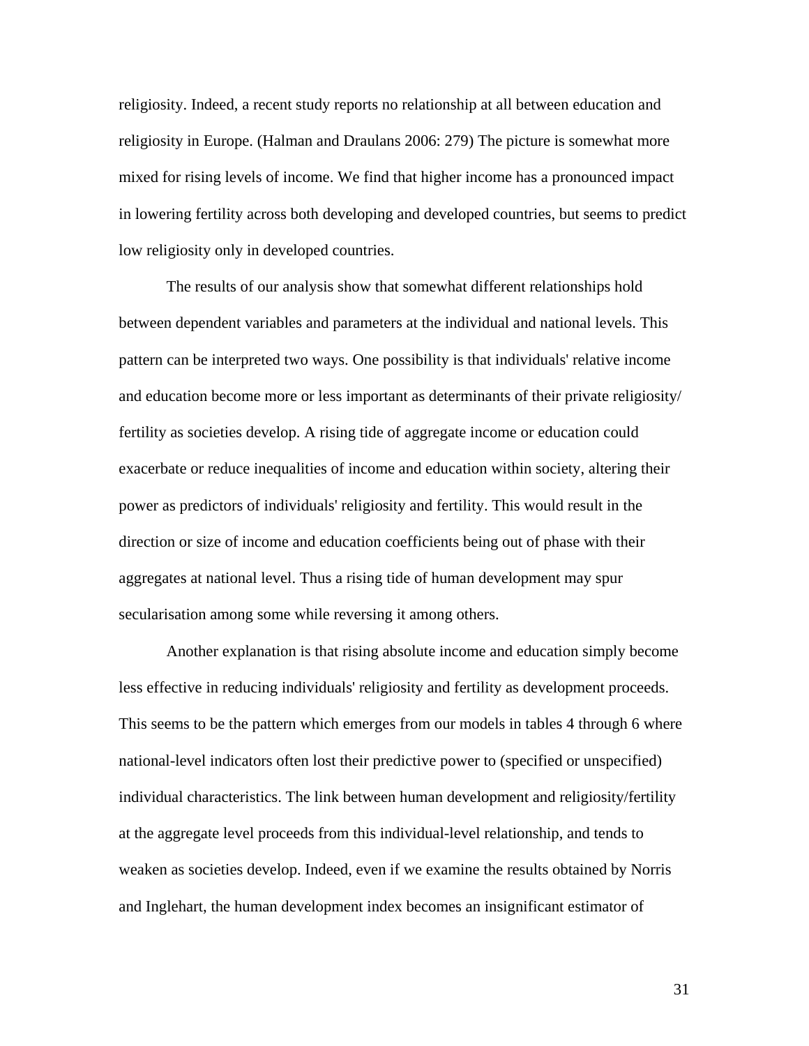religiosity. Indeed, a recent study reports no relationship at all between education and religiosity in Europe. (Halman and Draulans 2006: 279) The picture is somewhat more mixed for rising levels of income. We find that higher income has a pronounced impact in lowering fertility across both developing and developed countries, but seems to predict low religiosity only in developed countries.

The results of our analysis show that somewhat different relationships hold between dependent variables and parameters at the individual and national levels. This pattern can be interpreted two ways. One possibility is that individuals' relative income and education become more or less important as determinants of their private religiosity/ fertility as societies develop. A rising tide of aggregate income or education could exacerbate or reduce inequalities of income and education within society, altering their power as predictors of individuals' religiosity and fertility. This would result in the direction or size of income and education coefficients being out of phase with their aggregates at national level. Thus a rising tide of human development may spur secularisation among some while reversing it among others.

Another explanation is that rising absolute income and education simply become less effective in reducing individuals' religiosity and fertility as development proceeds. This seems to be the pattern which emerges from our models in tables 4 through 6 where national-level indicators often lost their predictive power to (specified or unspecified) individual characteristics. The link between human development and religiosity/fertility at the aggregate level proceeds from this individual-level relationship, and tends to weaken as societies develop. Indeed, even if we examine the results obtained by Norris and Inglehart, the human development index becomes an insignificant estimator of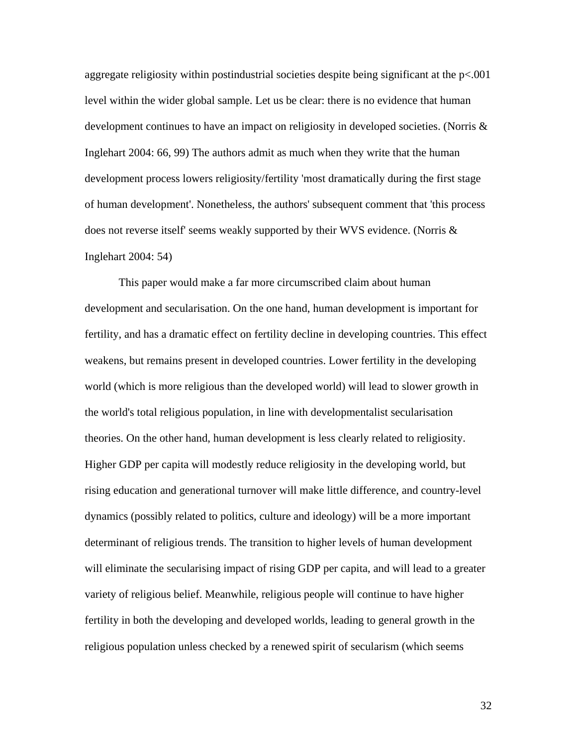aggregate religiosity within postindustrial societies despite being significant at the $p<.001$ level within the wider global sample. Let us be clear: there is no evidence that human development continues to have an impact on religiosity in developed societies. (Norris & Inglehart 2004: 66, 99) The authors admit as much when they write that the human development process lowers religiosity/fertility 'most dramatically during the first stage of human development'. Nonetheless, the authors' subsequent comment that 'this process does not reverse itself' seems weakly supported by their WVS evidence. (Norris & Inglehart 2004: 54)

This paper would make a far more circumscribed claim about human development and secularisation. On the one hand, human development is important for fertility, and has a dramatic effect on fertility decline in developing countries. This effect weakens, but remains present in developed countries. Lower fertility in the developing world (which is more religious than the developed world) will lead to slower growth in the world's total religious population, in line with developmentalist secularisation theories. On the other hand, human development is less clearly related to religiosity. Higher GDP per capita will modestly reduce religiosity in the developing world, but rising education and generational turnover will make little difference, and country-level dynamics (possibly related to politics, culture and ideology) will be a more important determinant of religious trends. The transition to higher levels of human development will eliminate the secularising impact of rising GDP per capita, and will lead to a greater variety of religious belief. Meanwhile, religious people will continue to have higher fertility in both the developing and developed worlds, leading to general growth in the religious population unless checked by a renewed spirit of secularism (which seems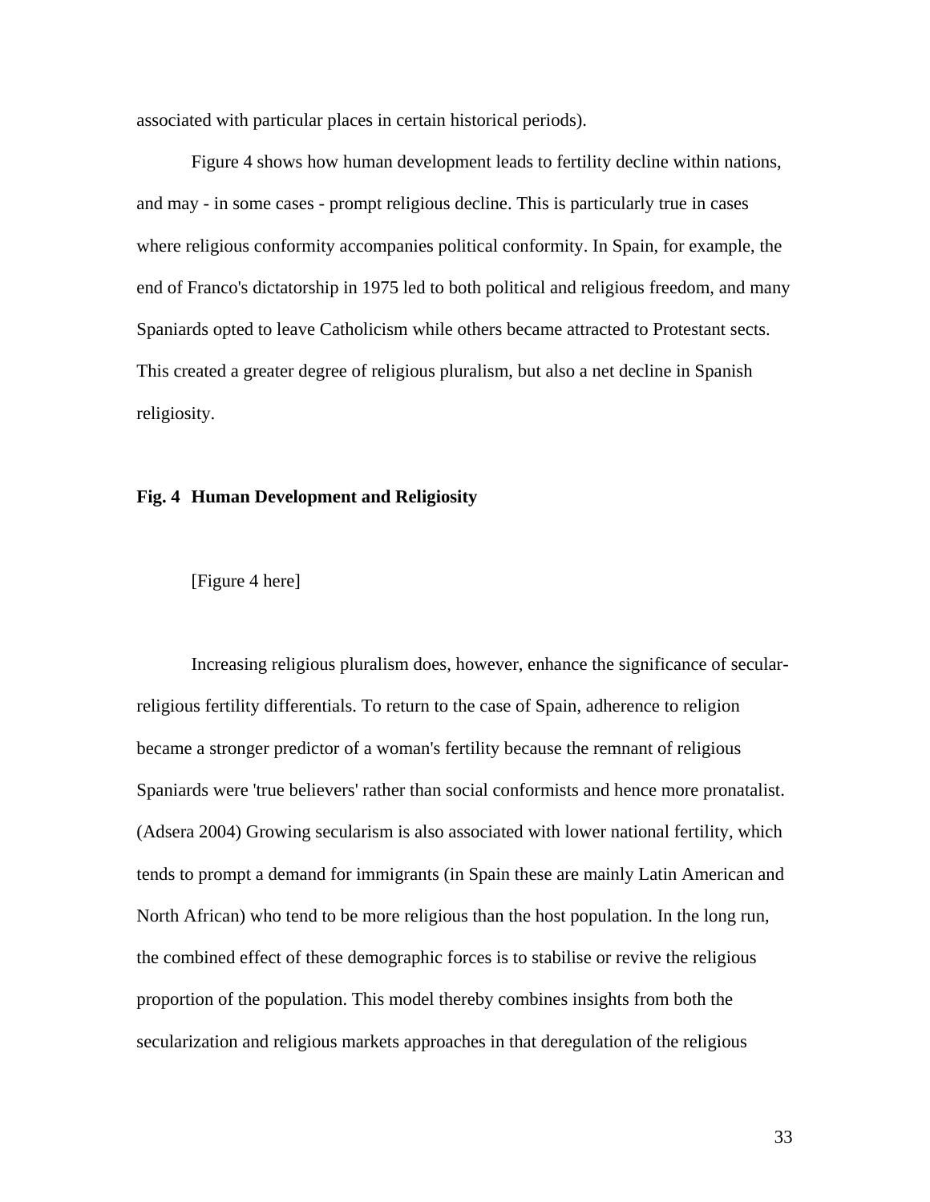associated with particular places in certain historical periods).

Figure 4 shows how human development leads to fertility decline within nations, and may - in some cases - prompt religious decline. This is particularly true in cases where religious conformity accompanies political conformity. In Spain, for example, the end of Franco's dictatorship in 1975 led to both political and religious freedom, and many Spaniards opted to leave Catholicism while others became attracted to Protestant sects. This created a greater degree of religious pluralism, but also a net decline in Spanish religiosity.

**Fig. 4 Human Development and Religiosity**

[Figure 4 here]

Increasing religious pluralism does, however, enhance the significance of secular-religious fertility differentials. To return to the case of Spain, adherence to religion became a stronger predictor of a woman's fertility because the remnant of religious Spaniards were 'true believers' rather than social conformists and hence more pronatalist. (Adsera 2004) Growing secularism is also associated with lower national fertility, which tends to prompt a demand for immigrants (in Spain these are mainly Latin American and North African) who tend to be more religious than the host population. In the long run, the combined effect of these demographic forces is to stabilise or revive the religious proportion of the population. This model thereby combines insights from both the secularization and religious markets approaches in that deregulation of the religious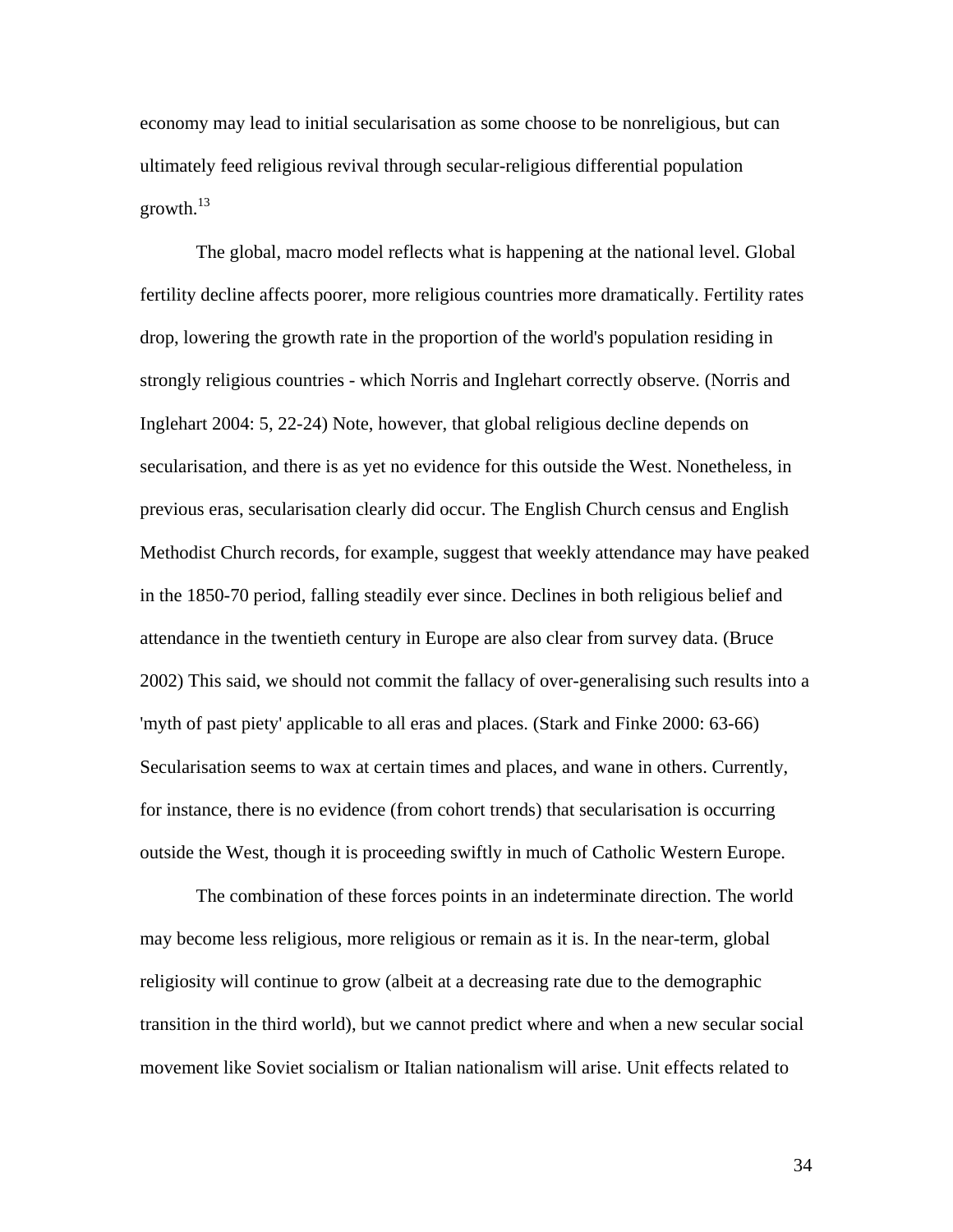economy may lead to initial secularisation as some choose to be nonreligious, but can ultimately feed religious revival through secular-religious differential population growth.[13]

The global, macro model reflects what is happening at the national level. Global fertility decline affects poorer, more religious countries more dramatically. Fertility rates drop, lowering the growth rate in the proportion of the world's population residing in strongly religious countries - which Norris and Inglehart correctly observe. (Norris and Inglehart 2004: 5, 22-24) Note, however, that global religious decline depends on secularisation, and there is as yet no evidence for this outside the West. Nonetheless, in previous eras, secularisation clearly did occur. The English Church census and English Methodist Church records, for example, suggest that weekly attendance may have peaked in the 1850-70 period, falling steadily ever since. Declines in both religious belief and attendance in the twentieth century in Europe are also clear from survey data. (Bruce 2002) This said, we should not commit the fallacy of over-generalising such results into a 'myth of past piety' applicable to all eras and places. (Stark and Finke 2000: 63-66) Secularisation seems to wax at certain times and places, and wane in others. Currently, for instance, there is no evidence (from cohort trends) that secularisation is occurring outside the West, though it is proceeding swiftly in much of Catholic Western Europe.

The combination of these forces points in an indeterminate direction. The world may become less religious, more religious or remain as it is. In the near-term, global religiosity will continue to grow (albeit at a decreasing rate due to the demographic transition in the third world), but we cannot predict where and when a new secular social movement like Soviet socialism or Italian nationalism will arise. Unit effects related to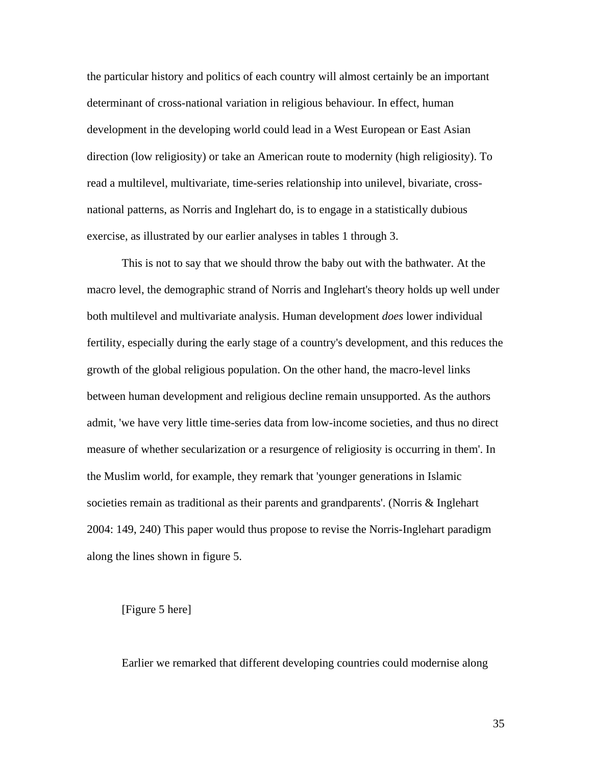the particular history and politics of each country will almost certainly be an important determinant of cross-national variation in religious behaviour. In effect, human development in the developing world could lead in a West European or East Asian direction (low religiosity) or take an American route to modernity (high religiosity). To read a multilevel, multivariate, time-series relationship into unilevel, bivariate, cross-national patterns, as Norris and Inglehart do, is to engage in a statistically dubious exercise, as illustrated by our earlier analyses in tables 1 through 3.

This is not to say that we should throw the baby out with the bathwater. At the macro level, the demographic strand of Norris and Inglehart's theory holds up well under both multilevel and multivariate analysis. Human development *does* lower individual fertility, especially during the early stage of a country's development, and this reduces the growth of the global religious population. On the other hand, the macro-level links between human development and religious decline remain unsupported. As the authors admit, 'we have very little time-series data from low-income societies, and thus no direct measure of whether secularization or a resurgence of religiosity is occurring in them'. In the Muslim world, for example, they remark that 'younger generations in Islamic societies remain as traditional as their parents and grandparents'. (Norris & Inglehart 2004: 149, 240) This paper would thus propose to revise the Norris-Inglehart paradigm along the lines shown in figure 5.

[Figure 5 here]

Earlier we remarked that different developing countries could modernise along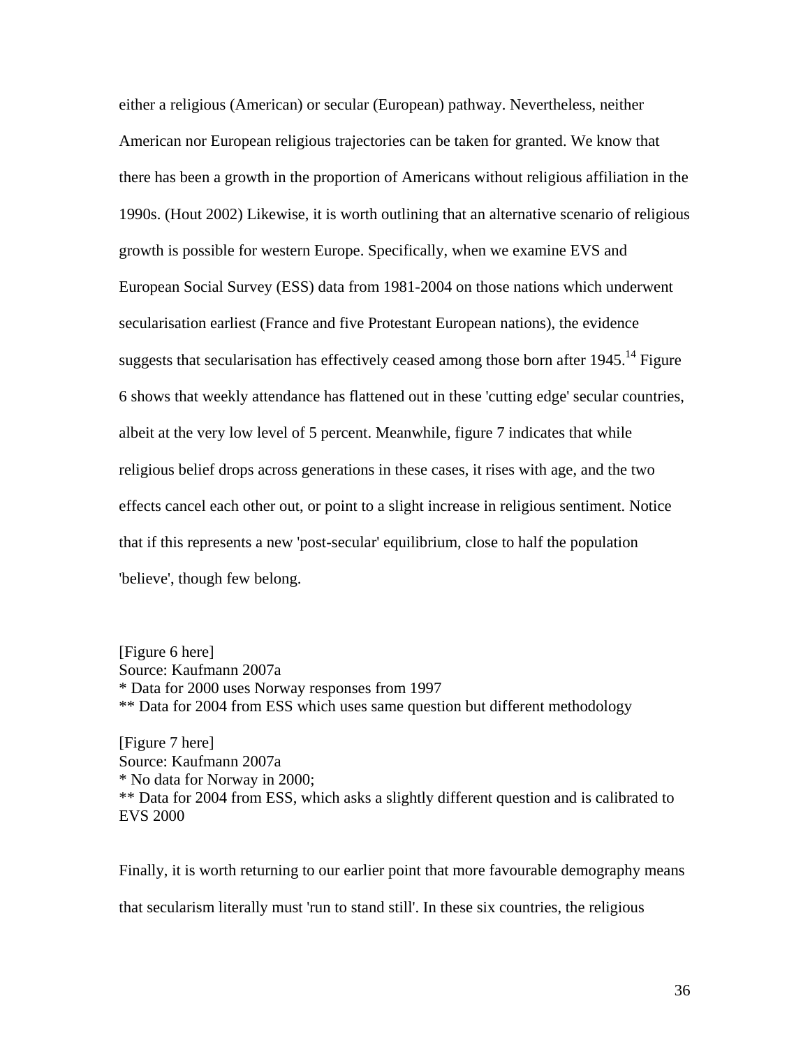either a religious (American) or secular (European) pathway. Nevertheless, neither American nor European religious trajectories can be taken for granted. We know that there has been a growth in the proportion of Americans without religious affiliation in the 1990s. (Hout 2002) Likewise, it is worth outlining that an alternative scenario of religious growth is possible for western Europe. Specifically, when we examine EVS and European Social Survey (ESS) data from 1981-2004 on those nations which underwent secularisation earliest (France and five Protestant European nations), the evidence suggests that secularisation has effectively ceased among those born after 1945.[14] Figure 6 shows that weekly attendance has flattened out in these 'cutting edge' secular countries, albeit at the very low level of 5 percent. Meanwhile, figure 7 indicates that while religious belief drops across generations in these cases, it rises with age, and the two effects cancel each other out, or point to a slight increase in religious sentiment. Notice that if this represents a new 'post-secular' equilibrium, close to half the population 'believe', though few belong.

[Figure 6 here]
Source: Kaufmann 2007a
* Data for 2000 uses Norway responses from 1997
** Data for 2004 from ESS which uses same question but different methodology

[Figure 7 here]
Source: Kaufmann 2007a
* No data for Norway in 2000;
** Data for 2004 from ESS, which asks a slightly different question and is calibrated to EVS 2000

Finally, it is worth returning to our earlier point that more favourable demography means that secularism literally must 'run to stand still'. In these six countries, the religious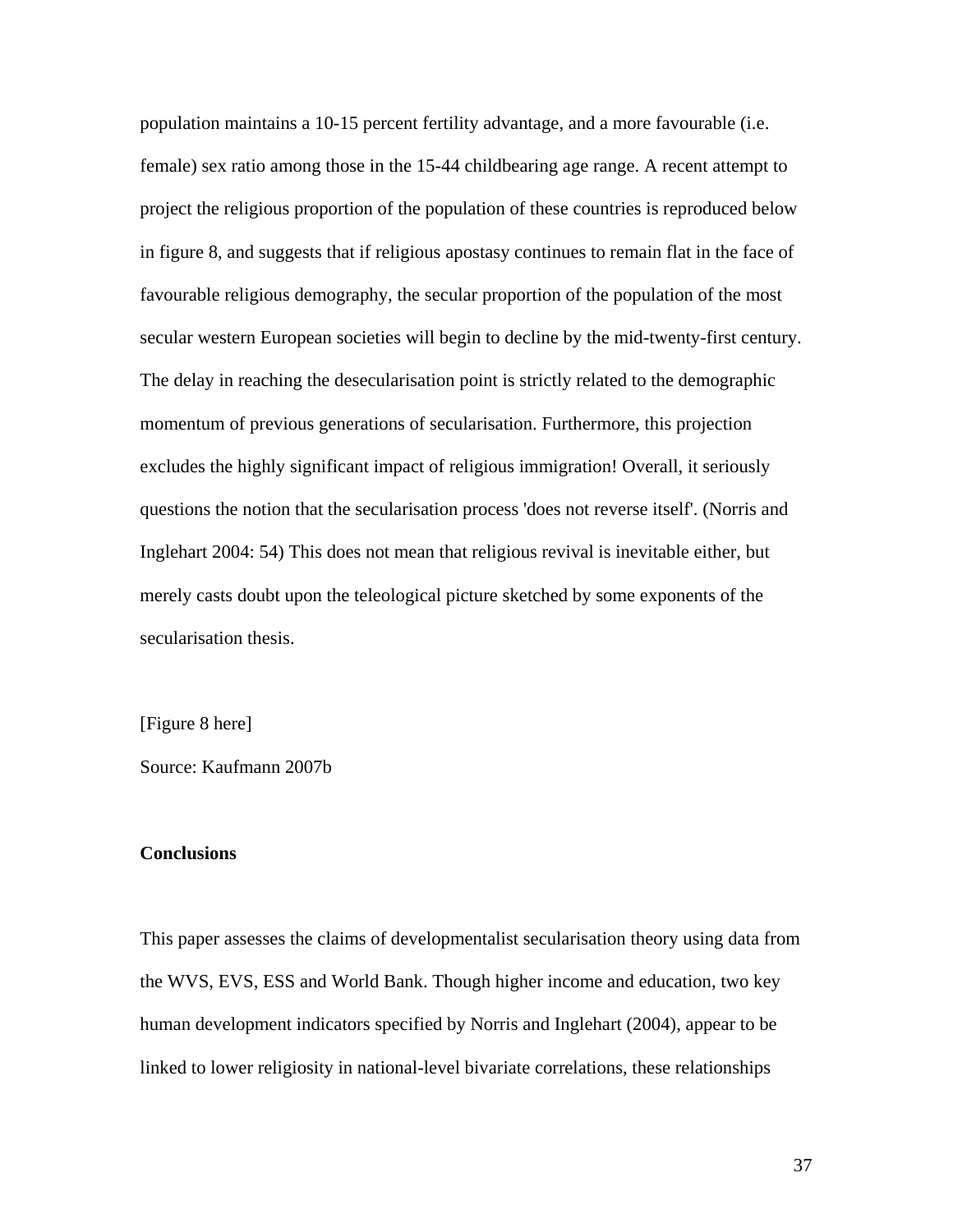population maintains a 10-15 percent fertility advantage, and a more favourable (i.e. female) sex ratio among those in the 15-44 childbearing age range. A recent attempt to project the religious proportion of the population of these countries is reproduced below in figure 8, and suggests that if religious apostasy continues to remain flat in the face of favourable religious demography, the secular proportion of the population of the most secular western European societies will begin to decline by the mid-twenty-first century. The delay in reaching the desecularisation point is strictly related to the demographic momentum of previous generations of secularisation. Furthermore, this projection excludes the highly significant impact of religious immigration! Overall, it seriously questions the notion that the secularisation process 'does not reverse itself'. (Norris and Inglehart 2004: 54) This does not mean that religious revival is inevitable either, but merely casts doubt upon the teleological picture sketched by some exponents of the secularisation thesis.

[Figure 8 here]

Source: Kaufmann 2007b

**Conclusions**

This paper assesses the claims of developmentalist secularisation theory using data from the WVS, EVS, ESS and World Bank. Though higher income and education, two key human development indicators specified by Norris and Inglehart (2004), appear to be linked to lower religiosity in national-level bivariate correlations, these relationships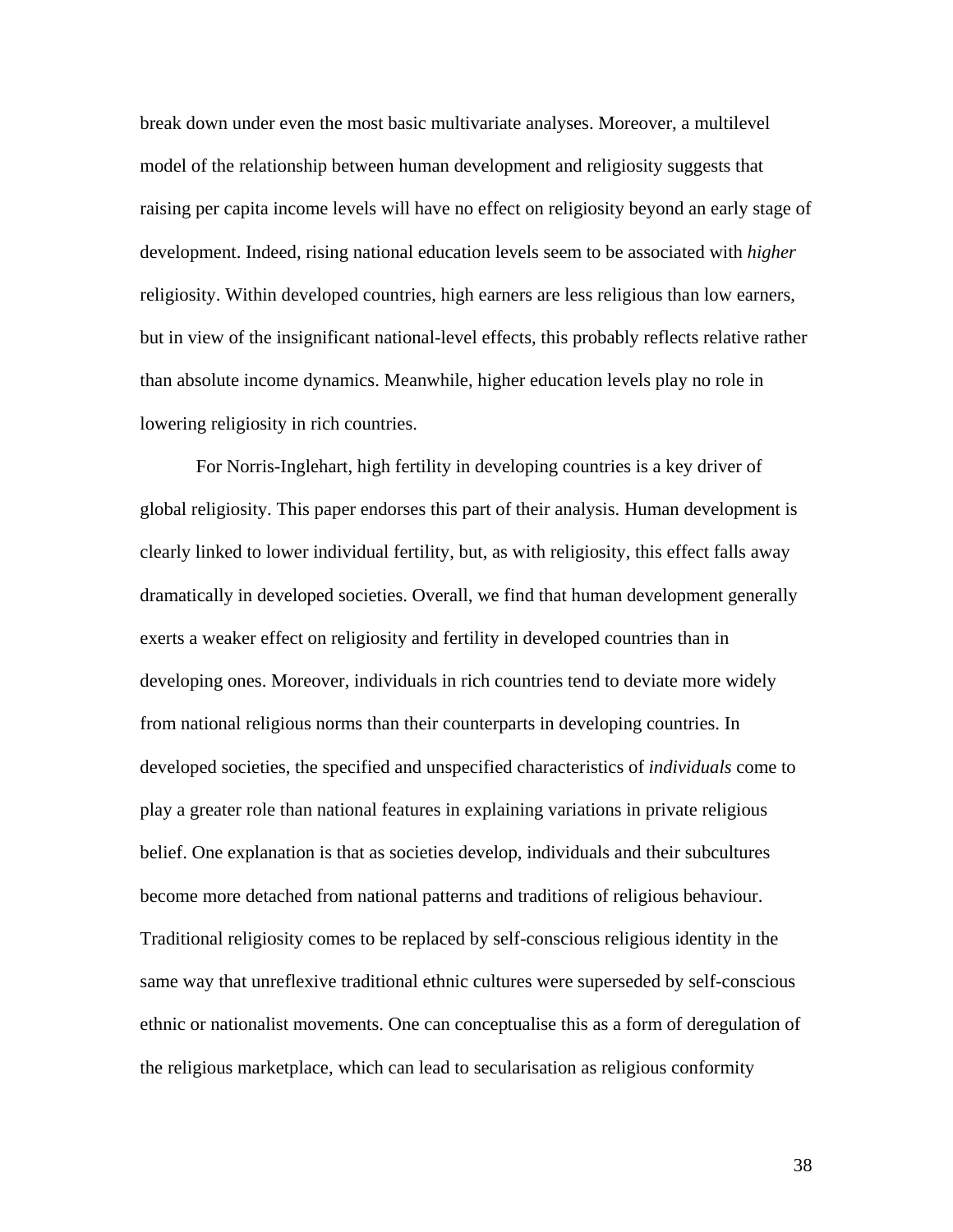break down under even the most basic multivariate analyses. Moreover, a multilevel model of the relationship between human development and religiosity suggests that raising per capita income levels will have no effect on religiosity beyond an early stage of development. Indeed, rising national education levels seem to be associated with *higher* religiosity. Within developed countries, high earners are less religious than low earners, but in view of the insignificant national-level effects, this probably reflects relative rather than absolute income dynamics. Meanwhile, higher education levels play no role in lowering religiosity in rich countries.

For Norris-Inglehart, high fertility in developing countries is a key driver of global religiosity. This paper endorses this part of their analysis. Human development is clearly linked to lower individual fertility, but, as with religiosity, this effect falls away dramatically in developed societies. Overall, we find that human development generally exerts a weaker effect on religiosity and fertility in developed countries than in developing ones. Moreover, individuals in rich countries tend to deviate more widely from national religious norms than their counterparts in developing countries. In developed societies, the specified and unspecified characteristics of *individuals* come to play a greater role than national features in explaining variations in private religious belief. One explanation is that as societies develop, individuals and their subcultures become more detached from national patterns and traditions of religious behaviour. Traditional religiosity comes to be replaced by self-conscious religious identity in the same way that unreflexive traditional ethnic cultures were superseded by self-conscious ethnic or nationalist movements. One can conceptualise this as a form of deregulation of the religious marketplace, which can lead to secularisation as religious conformity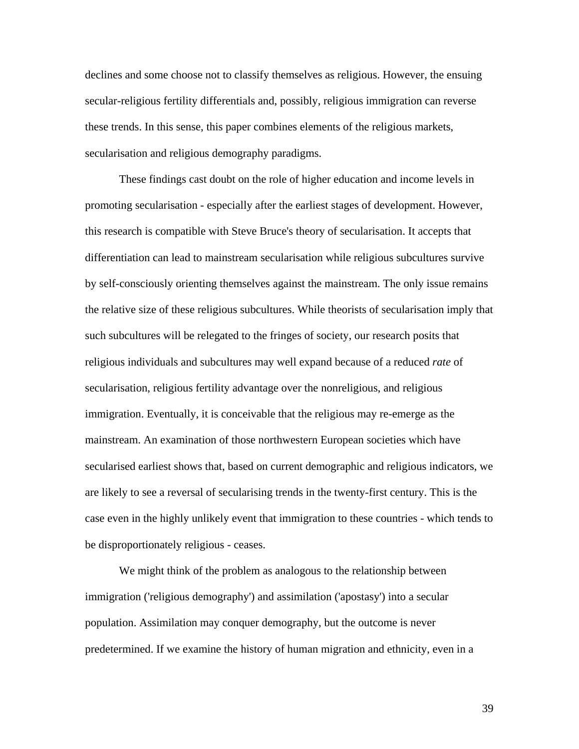declines and some choose not to classify themselves as religious. However, the ensuing secular-religious fertility differentials and, possibly, religious immigration can reverse these trends. In this sense, this paper combines elements of the religious markets, secularisation and religious demography paradigms.

These findings cast doubt on the role of higher education and income levels in promoting secularisation - especially after the earliest stages of development. However, this research is compatible with Steve Bruce's theory of secularisation. It accepts that differentiation can lead to mainstream secularisation while religious subcultures survive by self-consciously orienting themselves against the mainstream. The only issue remains the relative size of these religious subcultures. While theorists of secularisation imply that such subcultures will be relegated to the fringes of society, our research posits that religious individuals and subcultures may well expand because of a reduced *rate* of secularisation, religious fertility advantage over the nonreligious, and religious immigration. Eventually, it is conceivable that the religious may re-emerge as the mainstream. An examination of those northwestern European societies which have secularised earliest shows that, based on current demographic and religious indicators, we are likely to see a reversal of secularising trends in the twenty-first century. This is the case even in the highly unlikely event that immigration to these countries - which tends to be disproportionately religious - ceases.

We might think of the problem as analogous to the relationship between immigration ('religious demography') and assimilation ('apostasy') into a secular population. Assimilation may conquer demography, but the outcome is never predetermined. If we examine the history of human migration and ethnicity, even in a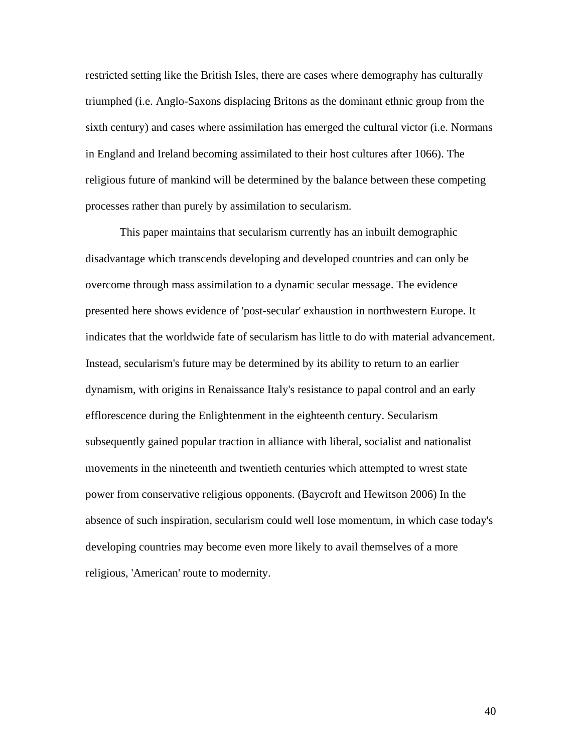restricted setting like the British Isles, there are cases where demography has culturally triumphed (i.e. Anglo-Saxons displacing Britons as the dominant ethnic group from the sixth century) and cases where assimilation has emerged the cultural victor (i.e. Normans in England and Ireland becoming assimilated to their host cultures after 1066). The religious future of mankind will be determined by the balance between these competing processes rather than purely by assimilation to secularism.

This paper maintains that secularism currently has an inbuilt demographic disadvantage which transcends developing and developed countries and can only be overcome through mass assimilation to a dynamic secular message. The evidence presented here shows evidence of 'post-secular' exhaustion in northwestern Europe. It indicates that the worldwide fate of secularism has little to do with material advancement. Instead, secularism's future may be determined by its ability to return to an earlier dynamism, with origins in Renaissance Italy's resistance to papal control and an early efflorescence during the Enlightenment in the eighteenth century. Secularism subsequently gained popular traction in alliance with liberal, socialist and nationalist movements in the nineteenth and twentieth centuries which attempted to wrest state power from conservative religious opponents. (Baycroft and Hewitson 2006) In the absence of such inspiration, secularism could well lose momentum, in which case today's developing countries may become even more likely to avail themselves of a more religious, 'American' route to modernity.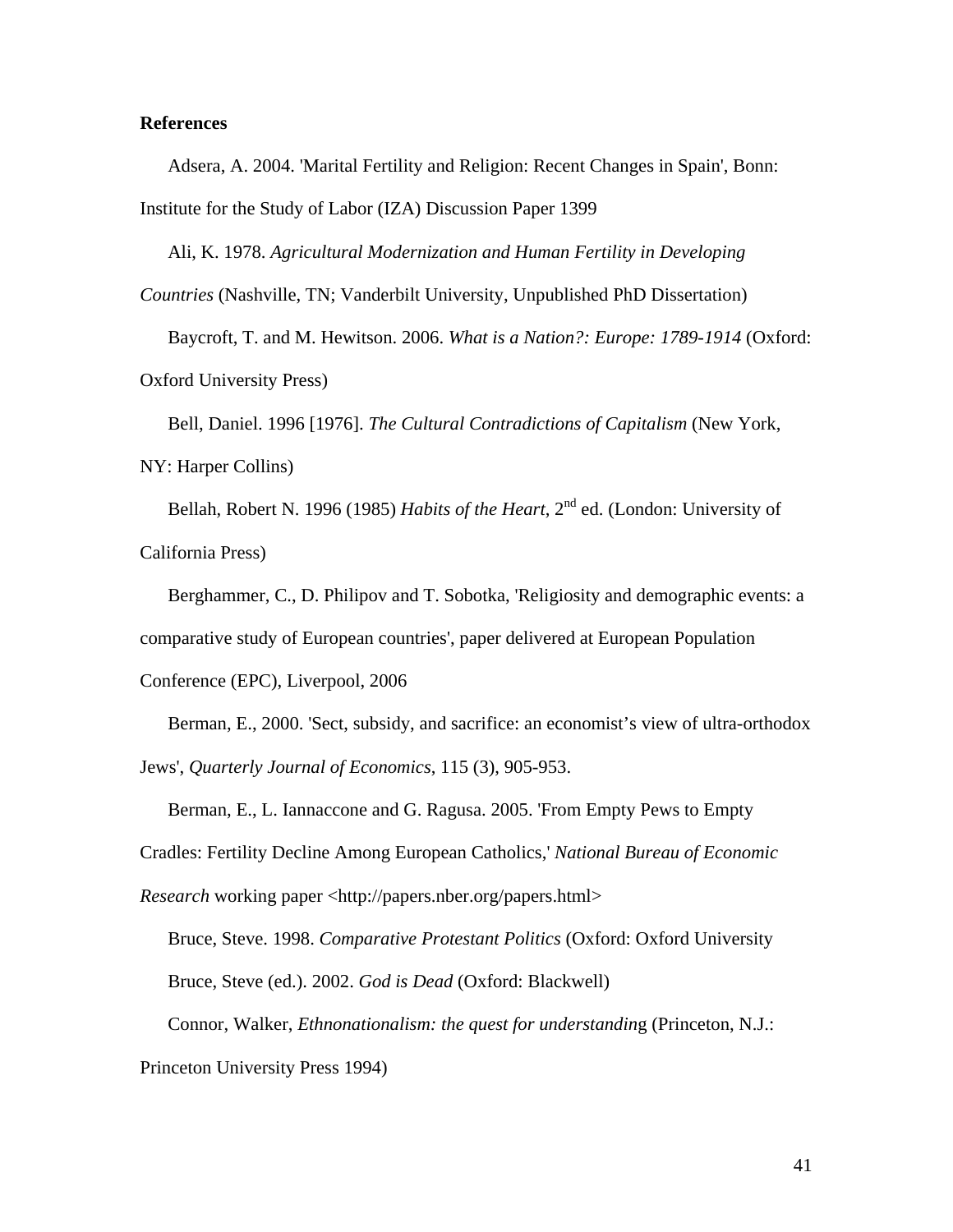**References**

Adsera, A. 2004. 'Marital Fertility and Religion: Recent Changes in Spain', Bonn: Institute for the Study of Labor (IZA) Discussion Paper 1399

Ali, K. 1978. *Agricultural Modernization and Human Fertility in Developing Countries* (Nashville, TN; Vanderbilt University, Unpublished PhD Dissertation)

Baycroft, T. and M. Hewitson. 2006. *What is a Nation?: Europe: 1789-1914* (Oxford: Oxford University Press)

Bell, Daniel. 1996 [1976]. *The Cultural Contradictions of Capitalism* (New York, NY: Harper Collins)

Bellah, Robert N. 1996 (1985) *Habits of the Heart*, 2nd ed. (London: University of California Press)

Berghammer, C., D. Philipov and T. Sobotka, 'Religiosity and demographic events: a comparative study of European countries', paper delivered at European Population Conference (EPC), Liverpool, 2006

Berman, E., 2000. 'Sect, subsidy, and sacrifice: an economist's view of ultra-orthodox Jews', *Quarterly Journal of Economics*, 115 (3), 905-953.

Berman, E., L. Iannaccone and G. Ragusa. 2005. 'From Empty Pews to Empty Cradles: Fertility Decline Among European Catholics,' *National Bureau of Economic Research* working paper <http://papers.nber.org/papers.html>

Bruce, Steve. 1998. *Comparative Protestant Politics* (Oxford: Oxford University

Bruce, Steve (ed.). 2002. *God is Dead* (Oxford: Blackwell)

Connor, Walker, *Ethnonationalism: the quest for understanding* (Princeton, N.J.: Princeton University Press 1994)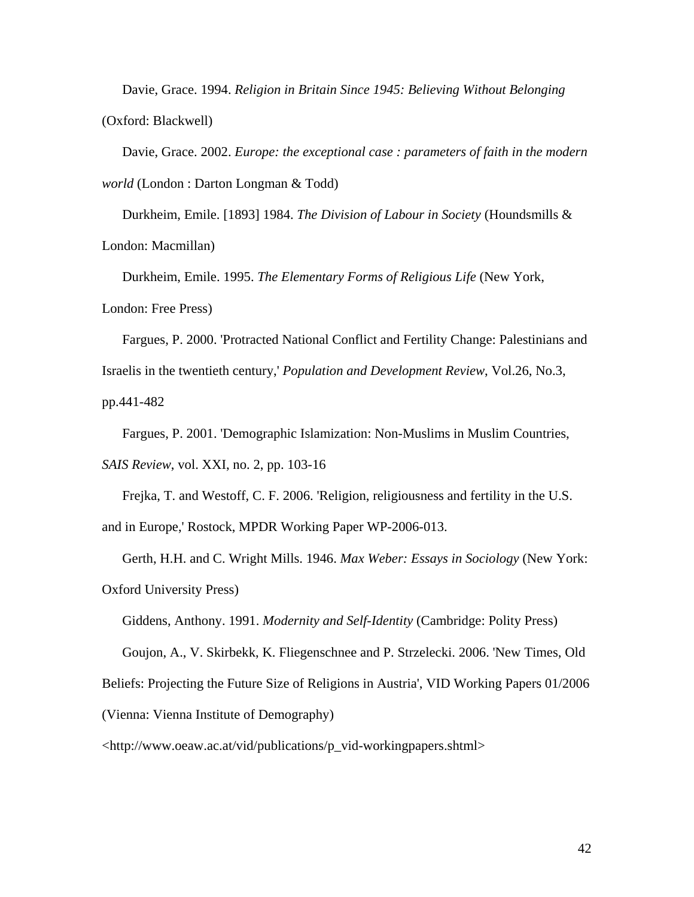Davie, Grace. 1994. *Religion in Britain Since 1945: Believing Without Belonging* (Oxford: Blackwell)

Davie, Grace. 2002. *Europe: the exceptional case : parameters of faith in the modern world* (London : Darton Longman & Todd)

Durkheim, Emile. [1893] 1984. *The Division of Labour in Society* (Houndsmills & London: Macmillan)

Durkheim, Emile. 1995. *The Elementary Forms of Religious Life* (New York, London: Free Press)

Fargues, P. 2000. 'Protracted National Conflict and Fertility Change: Palestinians and Israelis in the twentieth century,' *Population and Development Review*, Vol.26, No.3, pp.441-482

Fargues, P. 2001. 'Demographic Islamization: Non-Muslims in Muslim Countries, *SAIS Review*, vol. XXI, no. 2, pp. 103-16

Frejka, T. and Westoff, C. F. 2006. 'Religion, religiousness and fertility in the U.S. and in Europe,' Rostock, MPDR Working Paper WP-2006-013.

Gerth, H.H. and C. Wright Mills. 1946. *Max Weber: Essays in Sociology* (New York: Oxford University Press)

Giddens, Anthony. 1991. *Modernity and Self-Identity* (Cambridge: Polity Press)

Goujon, A., V. Skirbekk, K. Fliegenschnee and P. Strzelecki. 2006. 'New Times, Old Beliefs: Projecting the Future Size of Religions in Austria', VID Working Papers 01/2006 (Vienna: Vienna Institute of Demography) <http://www.oeaw.ac.at/vid/publications/p_vid-workingpapers.shtml>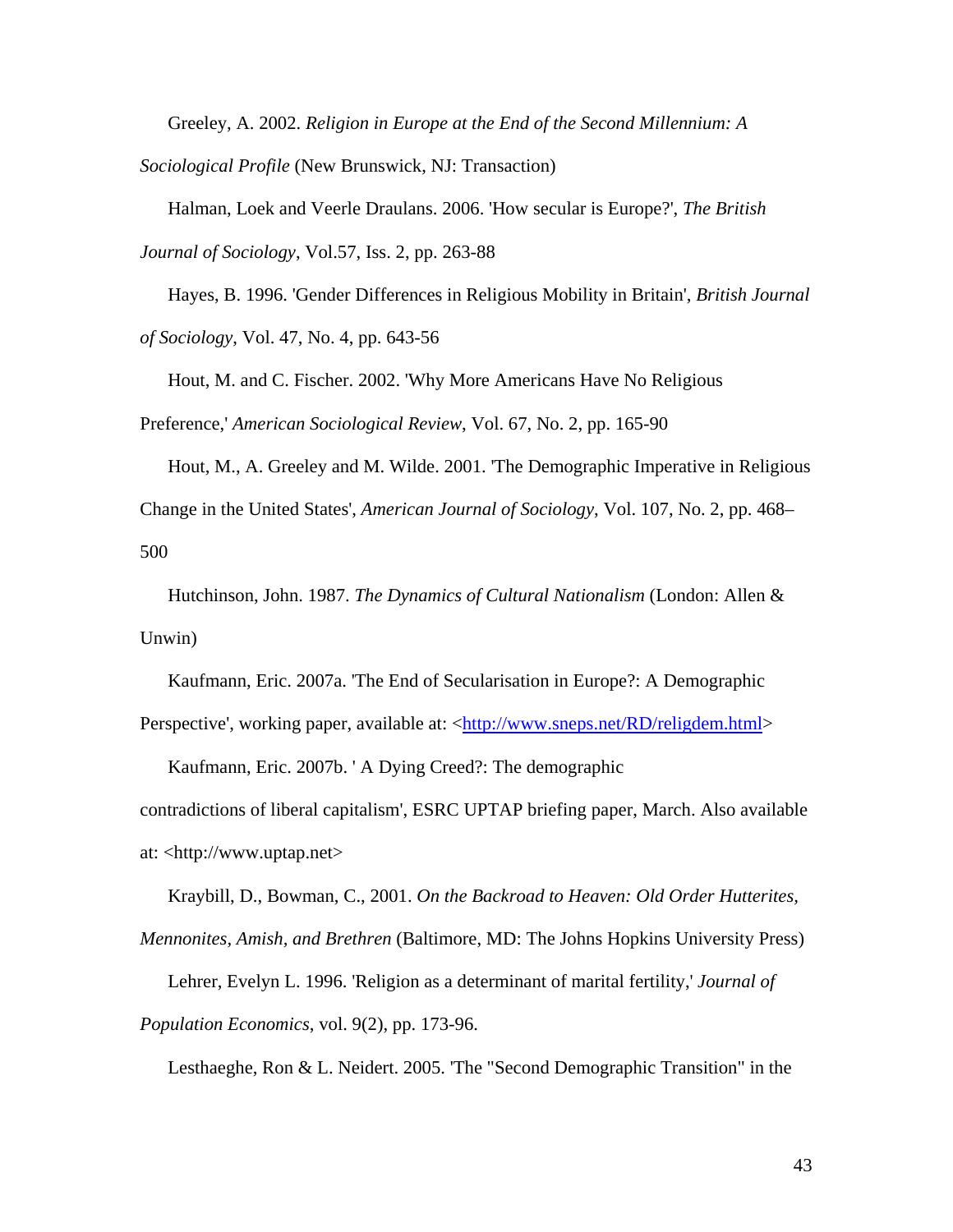Greeley, A. 2002. *Religion in Europe at the End of the Second Millennium: A Sociological Profile* (New Brunswick, NJ: Transaction)

Halman, Loek and Veerle Draulans. 2006. 'How secular is Europe?', *The British Journal of Sociology*, Vol.57, Iss. 2, pp. 263-88

Hayes, B. 1996. 'Gender Differences in Religious Mobility in Britain', *British Journal of Sociology*, Vol. 47, No. 4, pp. 643-56

Hout, M. and C. Fischer. 2002. 'Why More Americans Have No Religious Preference,' *American Sociological Review*, Vol. 67, No. 2, pp. 165-90

Hout, M., A. Greeley and M. Wilde. 2001. 'The Demographic Imperative in Religious Change in the United States', *American Journal of Sociology*, Vol. 107, No. 2, pp. 468–500

Hutchinson, John. 1987. *The Dynamics of Cultural Nationalism* (London: Allen & Unwin)

Kaufmann, Eric. 2007a. 'The End of Secularisation in Europe?: A Demographic Perspective', working paper, available at: <http://www.sneps.net/RD/religdem.html>

Kaufmann, Eric. 2007b. ' A Dying Creed?: The demographic contradictions of liberal capitalism', ESRC UPTAP briefing paper, March. Also available at: <http://www.uptap.net>

Kraybill, D., Bowman, C., 2001. *On the Backroad to Heaven: Old Order Hutterites, Mennonites, Amish, and Brethren* (Baltimore, MD: The Johns Hopkins University Press)

Lehrer, Evelyn L. 1996. 'Religion as a determinant of marital fertility,' *Journal of Population Economics*, vol. 9(2), pp. 173-96.

Lesthaeghe, Ron & L. Neidert. 2005. 'The "Second Demographic Transition" in the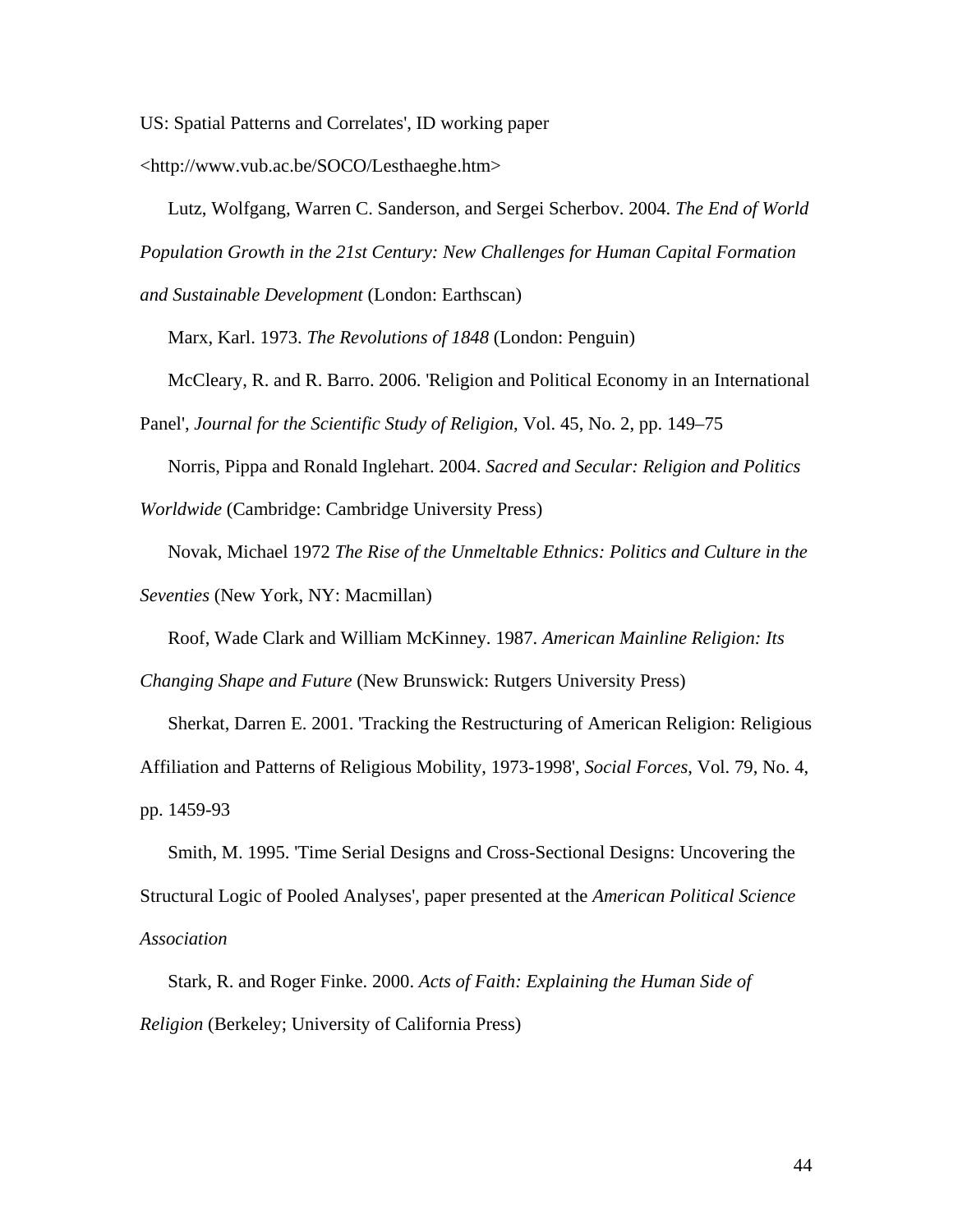US: Spatial Patterns and Correlates', ID working paper <http://www.vub.ac.be/SOCO/Lesthaeghe.htm>

Lutz, Wolfgang, Warren C. Sanderson, and Sergei Scherbov. 2004. *The End of World Population Growth in the 21st Century: New Challenges for Human Capital Formation and Sustainable Development* (London: Earthscan)

Marx, Karl. 1973. *The Revolutions of 1848* (London: Penguin)

McCleary, R. and R. Barro. 2006. 'Religion and Political Economy in an International Panel', *Journal for the Scientific Study of Religion*, Vol. 45, No. 2, pp. 149–75

Norris, Pippa and Ronald Inglehart. 2004. *Sacred and Secular: Religion and Politics Worldwide* (Cambridge: Cambridge University Press)

Novak, Michael 1972 *The Rise of the Unmeltable Ethnics: Politics and Culture in the Seventies* (New York, NY: Macmillan)

Roof, Wade Clark and William McKinney. 1987. *American Mainline Religion: Its Changing Shape and Future* (New Brunswick: Rutgers University Press)

Sherkat, Darren E. 2001. 'Tracking the Restructuring of American Religion: Religious Affiliation and Patterns of Religious Mobility, 1973-1998', *Social Forces*, Vol. 79, No. 4, pp. 1459-93

Smith, M. 1995. 'Time Serial Designs and Cross-Sectional Designs: Uncovering the Structural Logic of Pooled Analyses', paper presented at the *American Political Science Association*

Stark, R. and Roger Finke. 2000. *Acts of Faith: Explaining the Human Side of Religion* (Berkeley; University of California Press)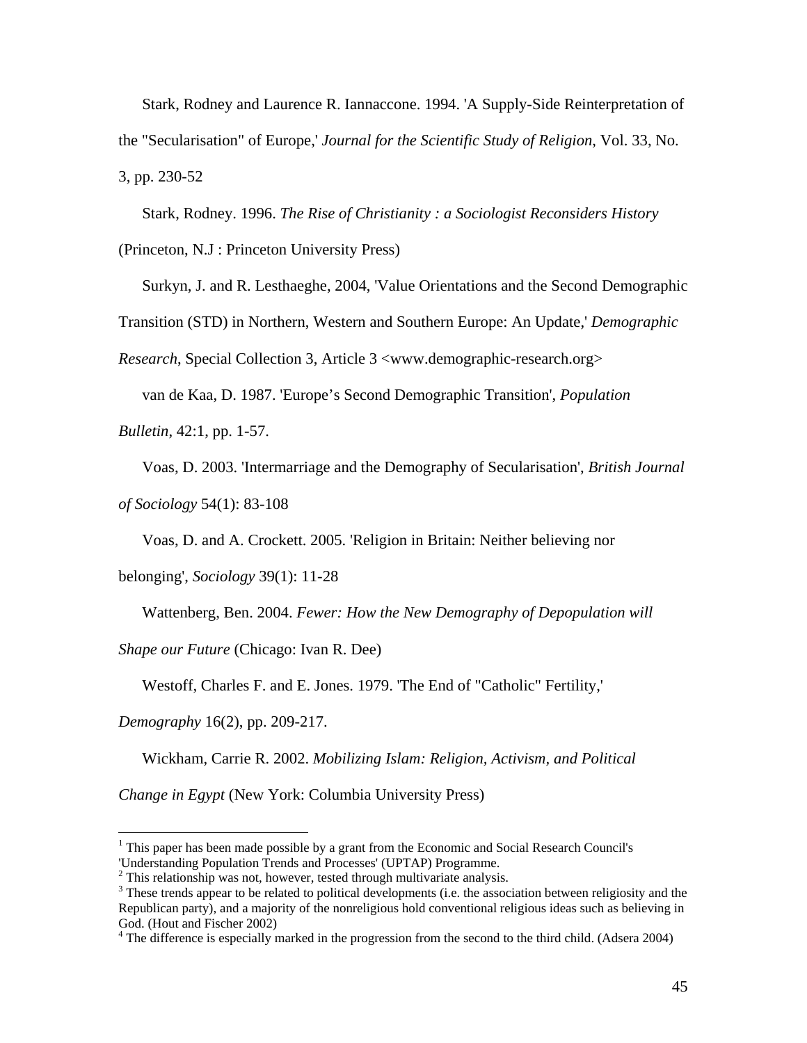Stark, Rodney and Laurence R. Iannaccone. 1994. 'A Supply-Side Reinterpretation of the "Secularisation" of Europe,' *Journal for the Scientific Study of Religion*, Vol. 33, No. 3, pp. 230-52

Stark, Rodney. 1996. *The Rise of Christianity : a Sociologist Reconsiders History* (Princeton, N.J : Princeton University Press)

Surkyn, J. and R. Lesthaeghe, 2004, 'Value Orientations and the Second Demographic Transition (STD) in Northern, Western and Southern Europe: An Update,' *Demographic Research*, Special Collection 3, Article 3 <www.demographic-research.org>

van de Kaa, D. 1987. 'Europe's Second Demographic Transition', *Population Bulletin*, 42:1, pp. 1-57.

Voas, D. 2003. 'Intermarriage and the Demography of Secularisation', *British Journal of Sociology* 54(1): 83-108

Voas, D. and A. Crockett. 2005. 'Religion in Britain: Neither believing nor belonging', *Sociology* 39(1): 11-28

Wattenberg, Ben. 2004. *Fewer: How the New Demography of Depopulation will Shape our Future* (Chicago: Ivan R. Dee)

Westoff, Charles F. and E. Jones. 1979. 'The End of "Catholic" Fertility,' *Demography* 16(2), pp. 209-217.

Wickham, Carrie R. 2002. *Mobilizing Islam: Religion, Activism, and Political Change in Egypt* (New York: Columbia University Press)

---

[1] This paper has been made possible by a grant from the Economic and Social Research Council's 'Understanding Population Trends and Processes' (UPTAP) Programme.

[2] This relationship was not, however, tested through multivariate analysis.

[3] These trends appear to be related to political developments (i.e. the association between religiosity and the Republican party), and a majority of the nonreligious hold conventional religious ideas such as believing in God. (Hout and Fischer 2002)

[4] The difference is especially marked in the progression from the second to the third child. (Adsera 2004)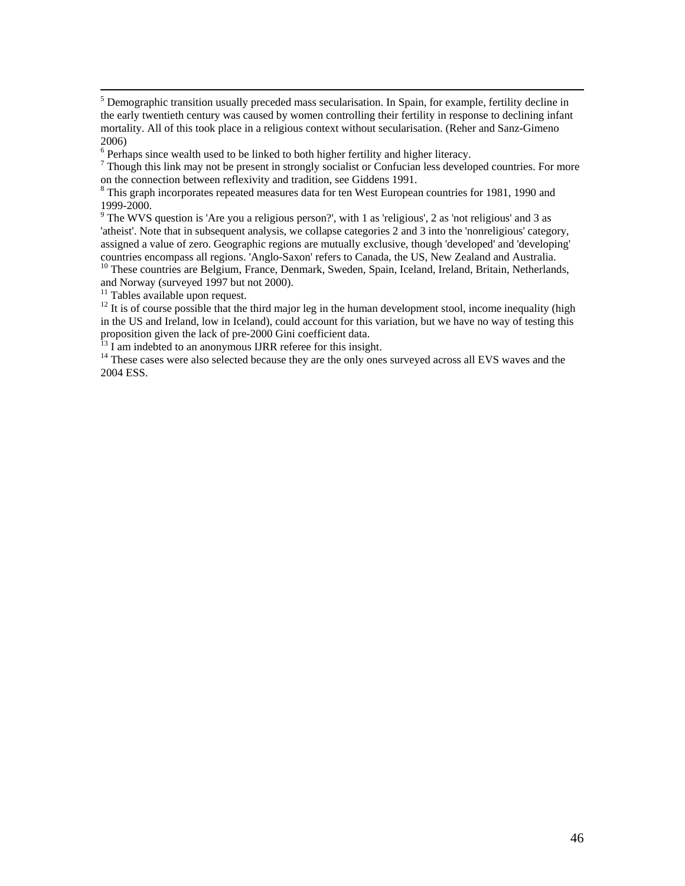[5] Demographic transition usually preceded mass secularisation. In Spain, for example, fertility decline in the early twentieth century was caused by women controlling their fertility in response to declining infant mortality. All of this took place in a religious context without secularisation. (Reher and Sanz-Gimeno 2006)

[6] Perhaps since wealth used to be linked to both higher fertility and higher literacy.

[7] Though this link may not be present in strongly socialist or Confucian less developed countries. For more on the connection between reflexivity and tradition, see Giddens 1991.

[8] This graph incorporates repeated measures data for ten West European countries for 1981, 1990 and 1999-2000.

[9] The WVS question is 'Are you a religious person?', with 1 as 'religious', 2 as 'not religious' and 3 as 'atheist'. Note that in subsequent analysis, we collapse categories 2 and 3 into the 'nonreligious' category, assigned a value of zero. Geographic regions are mutually exclusive, though 'developed' and 'developing' countries encompass all regions. 'Anglo-Saxon' refers to Canada, the US, New Zealand and Australia.

[10] These countries are Belgium, France, Denmark, Sweden, Spain, Iceland, Ireland, Britain, Netherlands, and Norway (surveyed 1997 but not 2000).

[11] Tables available upon request.

[12] It is of course possible that the third major leg in the human development stool, income inequality (high in the US and Ireland, low in Iceland), could account for this variation, but we have no way of testing this proposition given the lack of pre-2000 Gini coefficient data.

[13] I am indebted to an anonymous IJRR referee for this insight.

[14] These cases were also selected because they are the only ones surveyed across all EVS waves and the 2004 ESS.